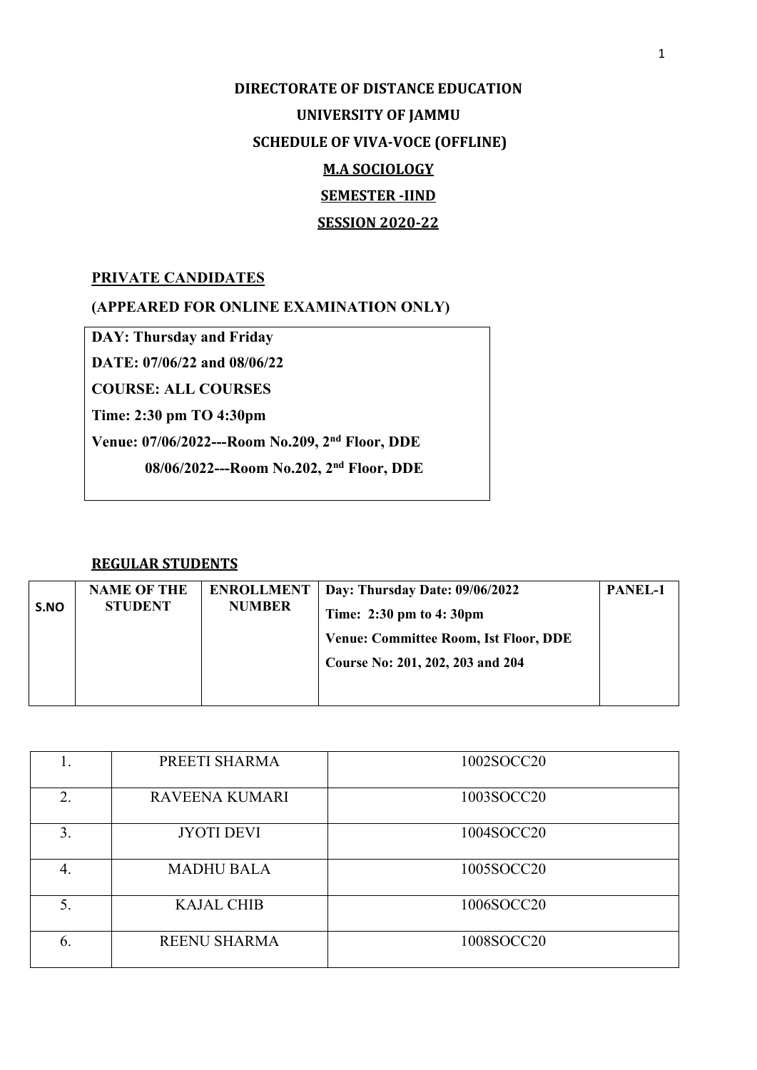# DIRECTORATE OF DISTANCE EDUCATION

# UNIVERSITY OF JAMMU

## SCHEDULE OF VIVA-VOCE (OFFLINE)

## M.A SOCIOLOGY

## SEMESTER -IIND

## SESSION 2020-22

**PRIVATE CANDIDATES**

**(APPEARED FOR ONLINE EXAMINATION ONLY)**

**DAY: Thursday and Friday**

**DATE: 07/06/22 and 08/06/22**

**COURSE: ALL COURSES**

**Time: 2:30 pm TO 4:30pm**

**Venue: 07/06/2022---Room No.209, 2nd Floor, DDE**

**08/06/2022---Room No.202, 2nd Floor, DDE**

**REGULAR STUDENTS**

| S.NO | NAME OF THE STUDENT | ENROLLMENT NUMBER | Day: Thursday Date: 09/06/2022<br>Time: 2:30 pm to 4: 30pm<br>Venue: Committee Room, Ist Floor, DDE<br>Course No: 201, 202, 203 and 204 | PANEL-1 |
|---|---|---|---|---|

| | | |
|---|---|---|
| 1. | PREETI SHARMA | 1002SOCC20 |
| 2. | RAVEENA KUMARI | 1003SOCC20 |
| 3. | JYOTI DEVI | 1004SOCC20 |
| 4. | MADHU BALA | 1005SOCC20 |
| 5. | KAJAL CHIB | 1006SOCC20 |
| 6. | REENU SHARMA | 1008SOCC20 |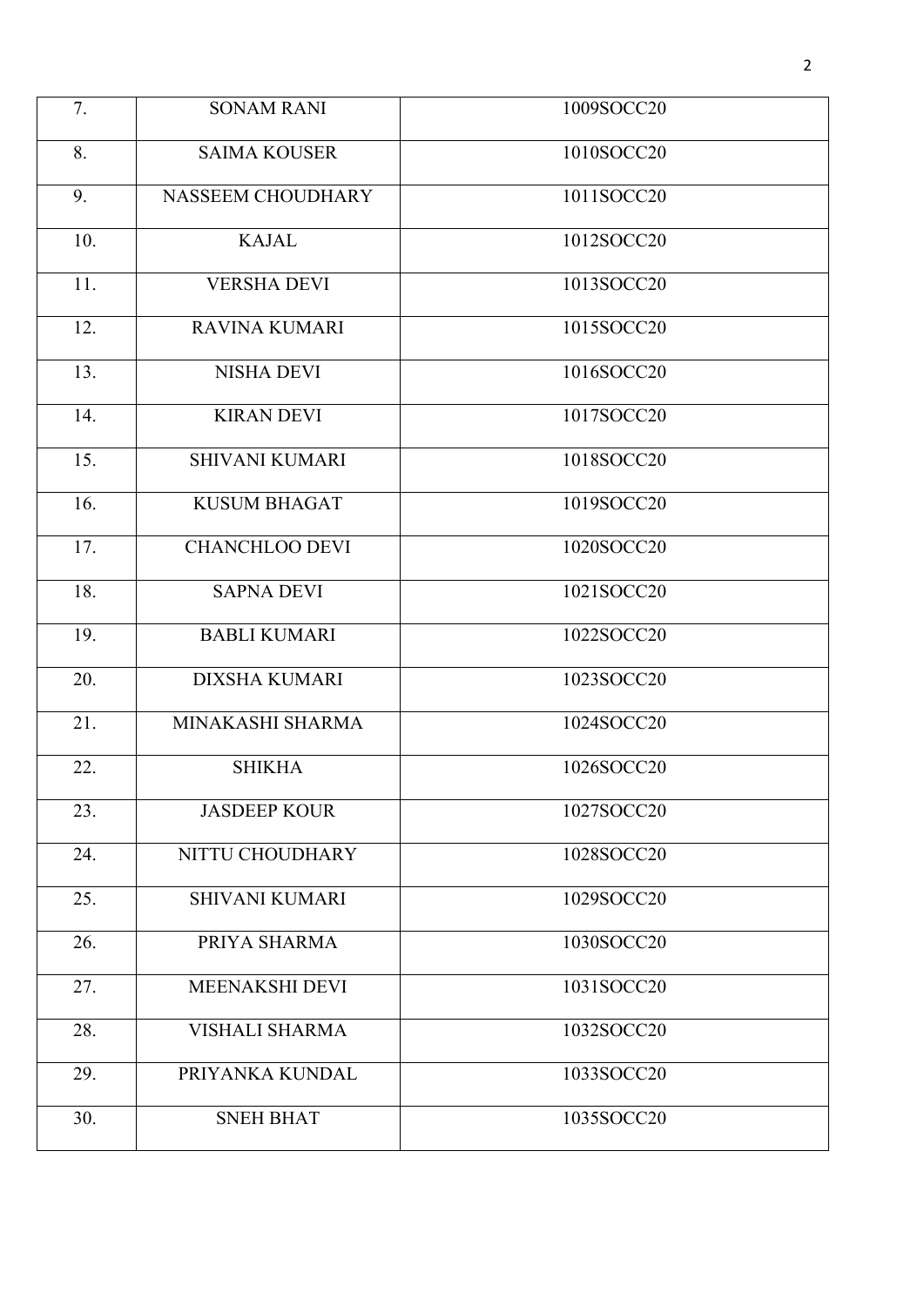| 7. | SONAM RANI | 1009SOCC20 |
|---|---|---|
| 8. | SAIMA KOUSER | 1010SOCC20 |
| 9. | NASSEEM CHOUDHARY | 1011SOCC20 |
| 10. | KAJAL | 1012SOCC20 |
| 11. | VERSHA DEVI | 1013SOCC20 |
| 12. | RAVINA KUMARI | 1015SOCC20 |
| 13. | NISHA DEVI | 1016SOCC20 |
| 14. | KIRAN DEVI | 1017SOCC20 |
| 15. | SHIVANI KUMARI | 1018SOCC20 |
| 16. | KUSUM BHAGAT | 1019SOCC20 |
| 17. | CHANCHLOO DEVI | 1020SOCC20 |
| 18. | SAPNA DEVI | 1021SOCC20 |
| 19. | BABLI KUMARI | 1022SOCC20 |
| 20. | DIXSHA KUMARI | 1023SOCC20 |
| 21. | MINAKASHI SHARMA | 1024SOCC20 |
| 22. | SHIKHA | 1026SOCC20 |
| 23. | JASDEEP KOUR | 1027SOCC20 |
| 24. | NITTU CHOUDHARY | 1028SOCC20 |
| 25. | SHIVANI KUMARI | 1029SOCC20 |
| 26. | PRIYA SHARMA | 1030SOCC20 |
| 27. | MEENAKSHI DEVI | 1031SOCC20 |
| 28. | VISHALI SHARMA | 1032SOCC20 |
| 29. | PRIYANKA KUNDAL | 1033SOCC20 |
| 30. | SNEH BHAT | 1035SOCC20 |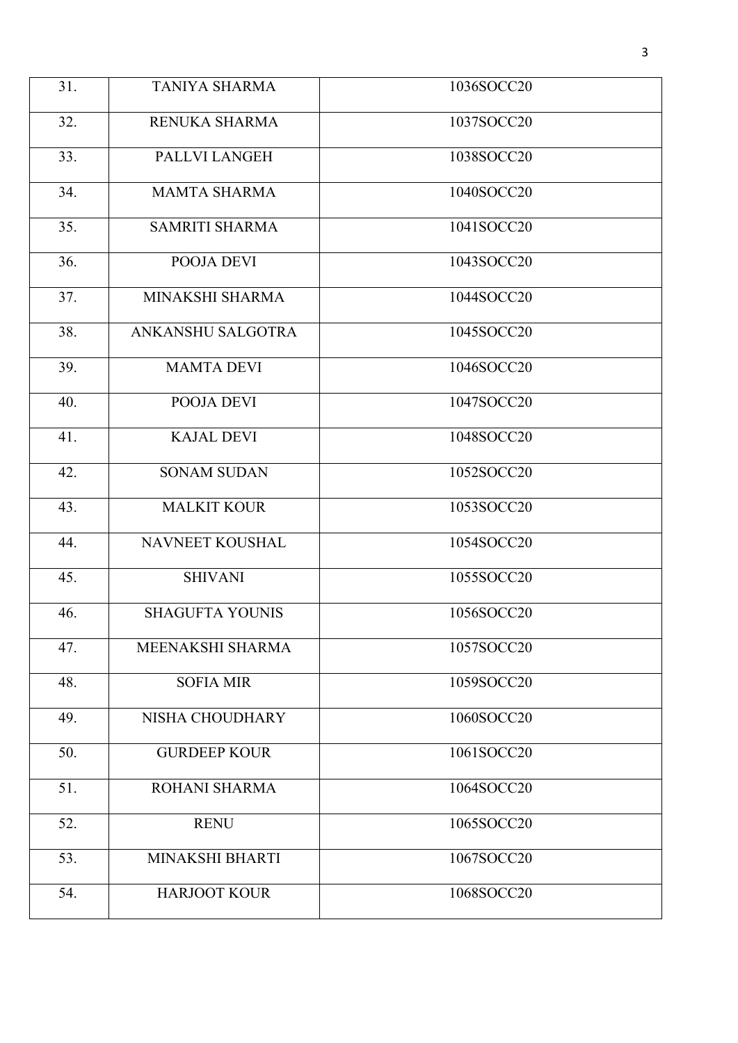| 31. | TANIYA SHARMA | 1036SOCC20 |
|---|---|---|
| 32. | RENUKA SHARMA | 1037SOCC20 |
| 33. | PALLVI LANGEH | 1038SOCC20 |
| 34. | MAMTA SHARMA | 1040SOCC20 |
| 35. | SAMRITI SHARMA | 1041SOCC20 |
| 36. | POOJA DEVI | 1043SOCC20 |
| 37. | MINAKSHI SHARMA | 1044SOCC20 |
| 38. | ANKANSHU SALGOTRA | 1045SOCC20 |
| 39. | MAMTA DEVI | 1046SOCC20 |
| 40. | POOJA DEVI | 1047SOCC20 |
| 41. | KAJAL DEVI | 1048SOCC20 |
| 42. | SONAM SUDAN | 1052SOCC20 |
| 43. | MALKIT KOUR | 1053SOCC20 |
| 44. | NAVNEET KOUSHAL | 1054SOCC20 |
| 45. | SHIVANI | 1055SOCC20 |
| 46. | SHAGUFTA YOUNIS | 1056SOCC20 |
| 47. | MEENAKSHI SHARMA | 1057SOCC20 |
| 48. | SOFIA MIR | 1059SOCC20 |
| 49. | NISHA CHOUDHARY | 1060SOCC20 |
| 50. | GURDEEP KOUR | 1061SOCC20 |
| 51. | ROHANI SHARMA | 1064SOCC20 |
| 52. | RENU | 1065SOCC20 |
| 53. | MINAKSHI BHARTI | 1067SOCC20 |
| 54. | HARJOOT KOUR | 1068SOCC20 |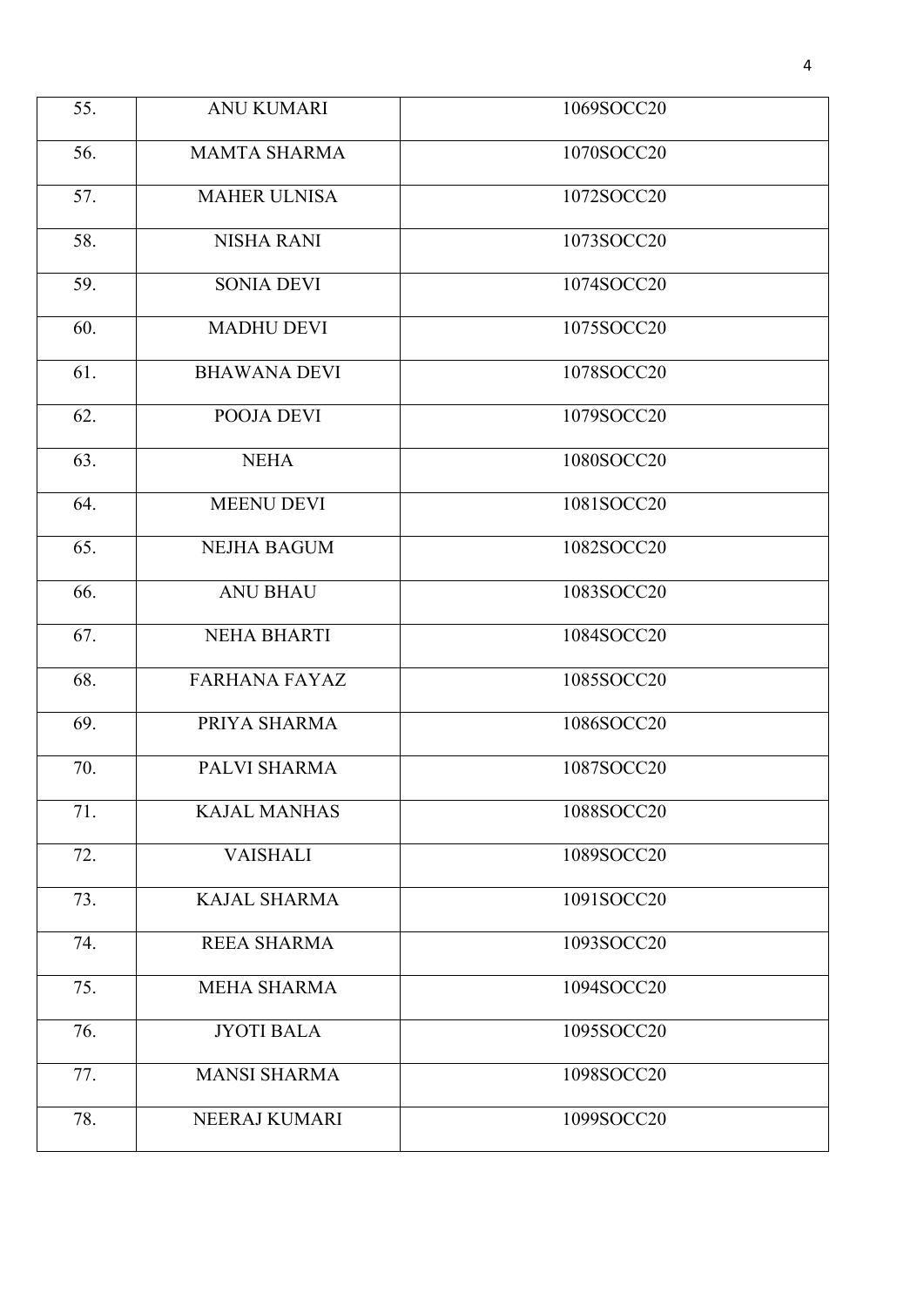| 55. | ANU KUMARI | 1069SOCC20 |
|---|---|---|
| 56. | MAMTA SHARMA | 1070SOCC20 |
| 57. | MAHER ULNISA | 1072SOCC20 |
| 58. | NISHA RANI | 1073SOCC20 |
| 59. | SONIA DEVI | 1074SOCC20 |
| 60. | MADHU DEVI | 1075SOCC20 |
| 61. | BHAWANA DEVI | 1078SOCC20 |
| 62. | POOJA DEVI | 1079SOCC20 |
| 63. | NEHA | 1080SOCC20 |
| 64. | MEENU DEVI | 1081SOCC20 |
| 65. | NEJHA BAGUM | 1082SOCC20 |
| 66. | ANU BHAU | 1083SOCC20 |
| 67. | NEHA BHARTI | 1084SOCC20 |
| 68. | FARHANA FAYAZ | 1085SOCC20 |
| 69. | PRIYA SHARMA | 1086SOCC20 |
| 70. | PALVI SHARMA | 1087SOCC20 |
| 71. | KAJAL MANHAS | 1088SOCC20 |
| 72. | VAISHALI | 1089SOCC20 |
| 73. | KAJAL SHARMA | 1091SOCC20 |
| 74. | REEA SHARMA | 1093SOCC20 |
| 75. | MEHA SHARMA | 1094SOCC20 |
| 76. | JYOTI BALA | 1095SOCC20 |
| 77. | MANSI SHARMA | 1098SOCC20 |
| 78. | NEERAJ KUMARI | 1099SOCC20 |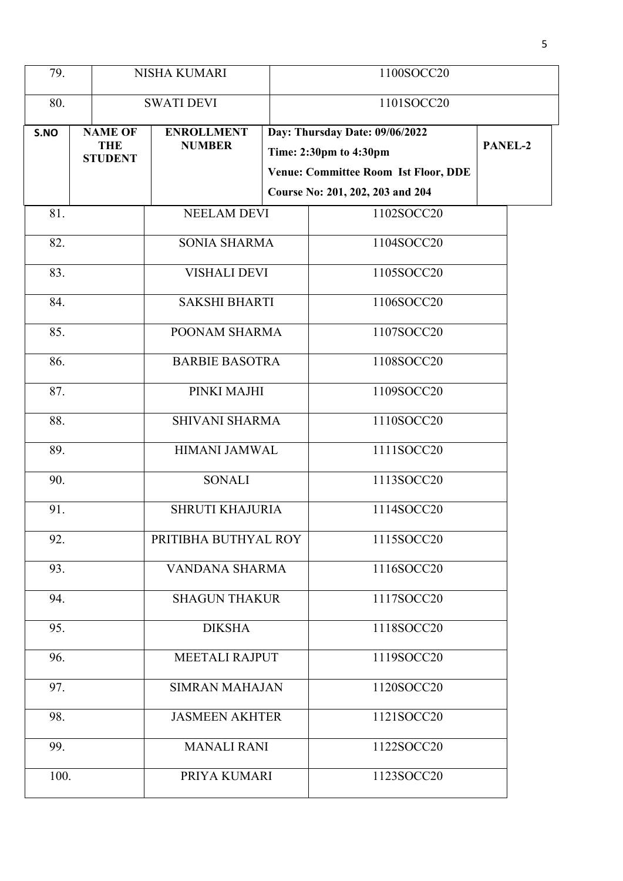| 79. | NISHA KUMARI | 1100SOCC20 |
|---|---|---|
| 80. | SWATI DEVI | 1101SOCC20 |

| S.NO | NAME OF THE STUDENT | ENROLLMENT NUMBER | Day: Thursday Date: 09/06/2022<br>Time: 2:30pm to 4:30pm<br>Venue: Committee Room Ist Floor, DDE<br>Course No: 201, 202, 203 and 204 | PANEL-2 |
|---|---|---|---|---|
| 81. | NEELAM DEVI | 1102SOCC20 | | |
| 82. | SONIA SHARMA | 1104SOCC20 | | |
| 83. | VISHALI DEVI | 1105SOCC20 | | |
| 84. | SAKSHI BHARTI | 1106SOCC20 | | |
| 85. | POONAM SHARMA | 1107SOCC20 | | |
| 86. | BARBIE BASOTRA | 1108SOCC20 | | |
| 87. | PINKI MAJHI | 1109SOCC20 | | |
| 88. | SHIVANI SHARMA | 1110SOCC20 | | |
| 89. | HIMANI JAMWAL | 1111SOCC20 | | |
| 90. | SONALI | 1113SOCC20 | | |
| 91. | SHRUTI KHAJURIA | 1114SOCC20 | | |
| 92. | PRITIBHA BUTHYAL ROY | 1115SOCC20 | | |
| 93. | VANDANA SHARMA | 1116SOCC20 | | |
| 94. | SHAGUN THAKUR | 1117SOCC20 | | |
| 95. | DIKSHA | 1118SOCC20 | | |
| 96. | MEETALI RAJPUT | 1119SOCC20 | | |
| 97. | SIMRAN MAHAJAN | 1120SOCC20 | | |
| 98. | JASMEEN AKHTER | 1121SOCC20 | | |
| 99. | MANALI RANI | 1122SOCC20 | | |
| 100. | PRIYA KUMARI | 1123SOCC20 | | |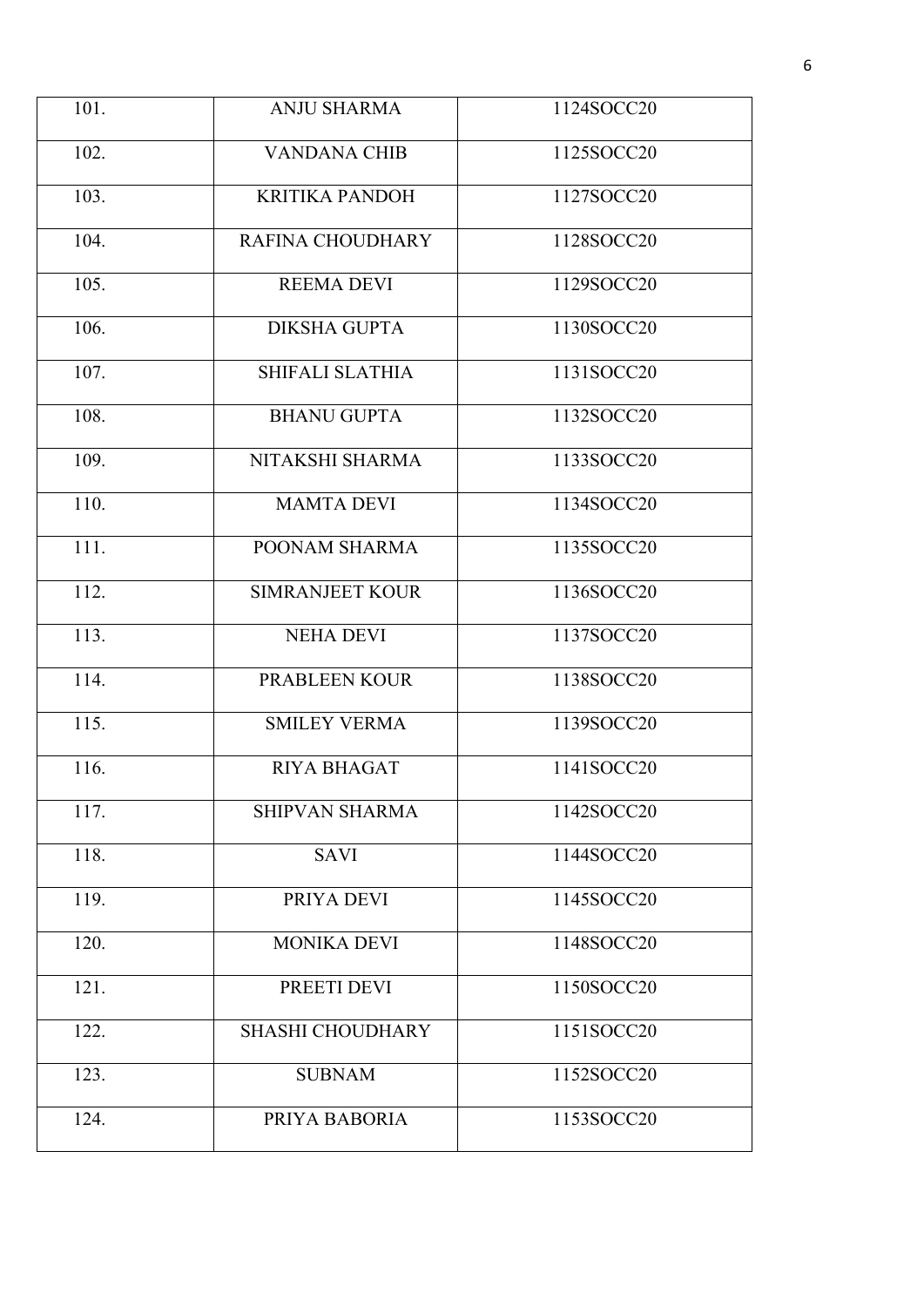| 101. | ANJU SHARMA | 1124SOCC20 |
|---|---|---|
| 102. | VANDANA CHIB | 1125SOCC20 |
| 103. | KRITIKA PANDOH | 1127SOCC20 |
| 104. | RAFINA CHOUDHARY | 1128SOCC20 |
| 105. | REEMA DEVI | 1129SOCC20 |
| 106. | DIKSHA GUPTA | 1130SOCC20 |
| 107. | SHIFALI SLATHIA | 1131SOCC20 |
| 108. | BHANU GUPTA | 1132SOCC20 |
| 109. | NITAKSHI SHARMA | 1133SOCC20 |
| 110. | MAMTA DEVI | 1134SOCC20 |
| 111. | POONAM SHARMA | 1135SOCC20 |
| 112. | SIMRANJEET KOUR | 1136SOCC20 |
| 113. | NEHA DEVI | 1137SOCC20 |
| 114. | PRABLEEN KOUR | 1138SOCC20 |
| 115. | SMILEY VERMA | 1139SOCC20 |
| 116. | RIYA BHAGAT | 1141SOCC20 |
| 117. | SHIPVAN SHARMA | 1142SOCC20 |
| 118. | SAVI | 1144SOCC20 |
| 119. | PRIYA DEVI | 1145SOCC20 |
| 120. | MONIKA DEVI | 1148SOCC20 |
| 121. | PREETI DEVI | 1150SOCC20 |
| 122. | SHASHI CHOUDHARY | 1151SOCC20 |
| 123. | SUBNAM | 1152SOCC20 |
| 124. | PRIYA BABORIA | 1153SOCC20 |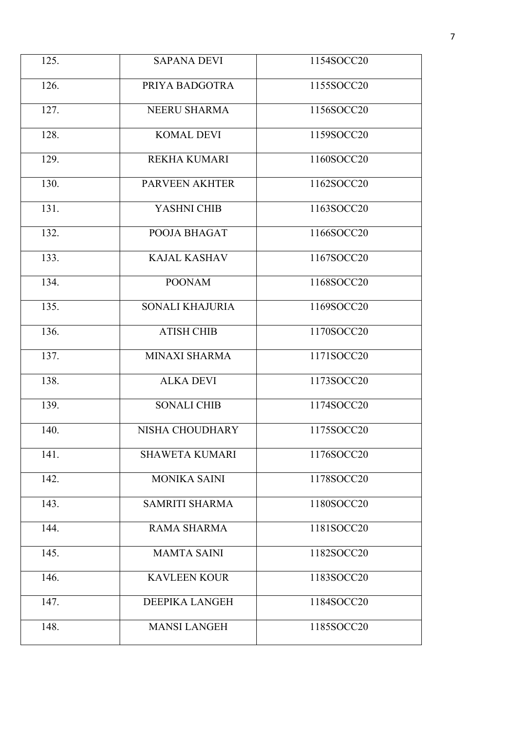| | | |
|---|---|---|
| 125. | SAPANA DEVI | 1154SOCC20 |
| 126. | PRIYA BADGOTRA | 1155SOCC20 |
| 127. | NEERU SHARMA | 1156SOCC20 |
| 128. | KOMAL DEVI | 1159SOCC20 |
| 129. | REKHA KUMARI | 1160SOCC20 |
| 130. | PARVEEN AKHTER | 1162SOCC20 |
| 131. | YASHNI CHIB | 1163SOCC20 |
| 132. | POOJA BHAGAT | 1166SOCC20 |
| 133. | KAJAL KASHAV | 1167SOCC20 |
| 134. | POONAM | 1168SOCC20 |
| 135. | SONALI KHAJURIA | 1169SOCC20 |
| 136. | ATISH CHIB | 1170SOCC20 |
| 137. | MINAXI SHARMA | 1171SOCC20 |
| 138. | ALKA DEVI | 1173SOCC20 |
| 139. | SONALI CHIB | 1174SOCC20 |
| 140. | NISHA CHOUDHARY | 1175SOCC20 |
| 141. | SHAWETA KUMARI | 1176SOCC20 |
| 142. | MONIKA SAINI | 1178SOCC20 |
| 143. | SAMRITI SHARMA | 1180SOCC20 |
| 144. | RAMA SHARMA | 1181SOCC20 |
| 145. | MAMTA SAINI | 1182SOCC20 |
| 146. | KAVLEEN KOUR | 1183SOCC20 |
| 147. | DEEPIKA LANGEH | 1184SOCC20 |
| 148. | MANSI LANGEH | 1185SOCC20 |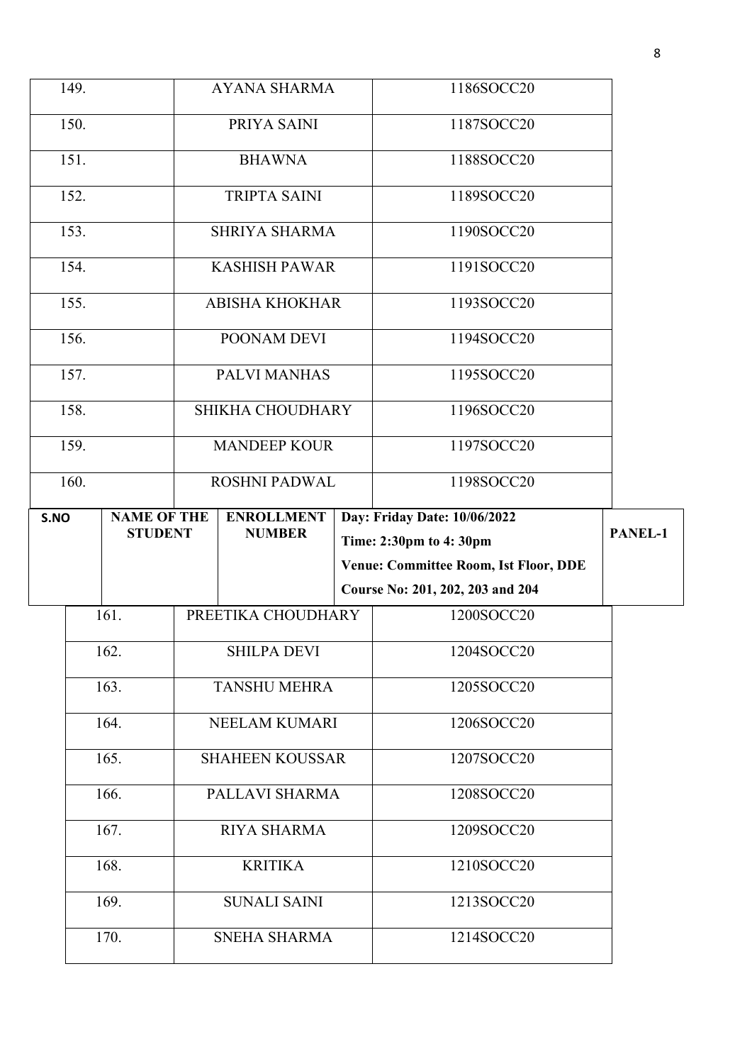| | | |
|---|---|---|
| 149. | AYANA SHARMA | 1186SOCC20 |
| 150. | PRIYA SAINI | 1187SOCC20 |
| 151. | BHAWNA | 1188SOCC20 |
| 152. | TRIPTA SAINI | 1189SOCC20 |
| 153. | SHRIYA SHARMA | 1190SOCC20 |
| 154. | KASHISH PAWAR | 1191SOCC20 |
| 155. | ABISHA KHOKHAR | 1193SOCC20 |
| 156. | POONAM DEVI | 1194SOCC20 |
| 157. | PALVI MANHAS | 1195SOCC20 |
| 158. | SHIKHA CHOUDHARY | 1196SOCC20 |
| 159. | MANDEEP KOUR | 1197SOCC20 |
| 160. | ROSHNI PADWAL | 1198SOCC20 |

| S.NO | NAME OF THE STUDENT | ENROLLMENT NUMBER | Day: Friday Date: 10/06/2022<br>Time: 2:30pm to 4: 30pm<br>Venue: Committee Room, Ist Floor, DDE<br>Course No: 201, 202, 203 and 204 | PANEL-1 |
|---|---|---|---|---|
| 161. | PREETIKA CHOUDHARY | 1200SOCC20 | | |
| 162. | SHILPA DEVI | 1204SOCC20 | | |
| 163. | TANSHU MEHRA | 1205SOCC20 | | |
| 164. | NEELAM KUMARI | 1206SOCC20 | | |
| 165. | SHAHEEN KOUSSAR | 1207SOCC20 | | |
| 166. | PALLAVI SHARMA | 1208SOCC20 | | |
| 167. | RIYA SHARMA | 1209SOCC20 | | |
| 168. | KRITIKA | 1210SOCC20 | | |
| 169. | SUNALI SAINI | 1213SOCC20 | | |
| 170. | SNEHA SHARMA | 1214SOCC20 | | |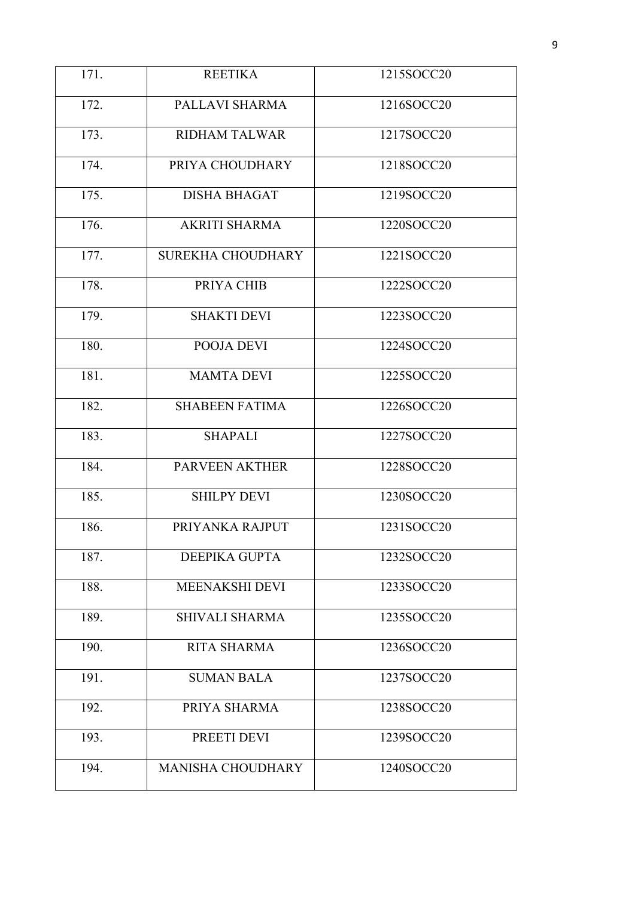| 171. | REETIKA | 1215SOCC20 |
|---|---|---|
| 172. | PALLAVI SHARMA | 1216SOCC20 |
| 173. | RIDHAM TALWAR | 1217SOCC20 |
| 174. | PRIYA CHOUDHARY | 1218SOCC20 |
| 175. | DISHA BHAGAT | 1219SOCC20 |
| 176. | AKRITI SHARMA | 1220SOCC20 |
| 177. | SUREKHA CHOUDHARY | 1221SOCC20 |
| 178. | PRIYA CHIB | 1222SOCC20 |
| 179. | SHAKTI DEVI | 1223SOCC20 |
| 180. | POOJA DEVI | 1224SOCC20 |
| 181. | MAMTA DEVI | 1225SOCC20 |
| 182. | SHABEEN FATIMA | 1226SOCC20 |
| 183. | SHAPALI | 1227SOCC20 |
| 184. | PARVEEN AKTHER | 1228SOCC20 |
| 185. | SHILPY DEVI | 1230SOCC20 |
| 186. | PRIYANKA RAJPUT | 1231SOCC20 |
| 187. | DEEPIKA GUPTA | 1232SOCC20 |
| 188. | MEENAKSHI DEVI | 1233SOCC20 |
| 189. | SHIVALI SHARMA | 1235SOCC20 |
| 190. | RITA SHARMA | 1236SOCC20 |
| 191. | SUMAN BALA | 1237SOCC20 |
| 192. | PRIYA SHARMA | 1238SOCC20 |
| 193. | PREETI DEVI | 1239SOCC20 |
| 194. | MANISHA CHOUDHARY | 1240SOCC20 |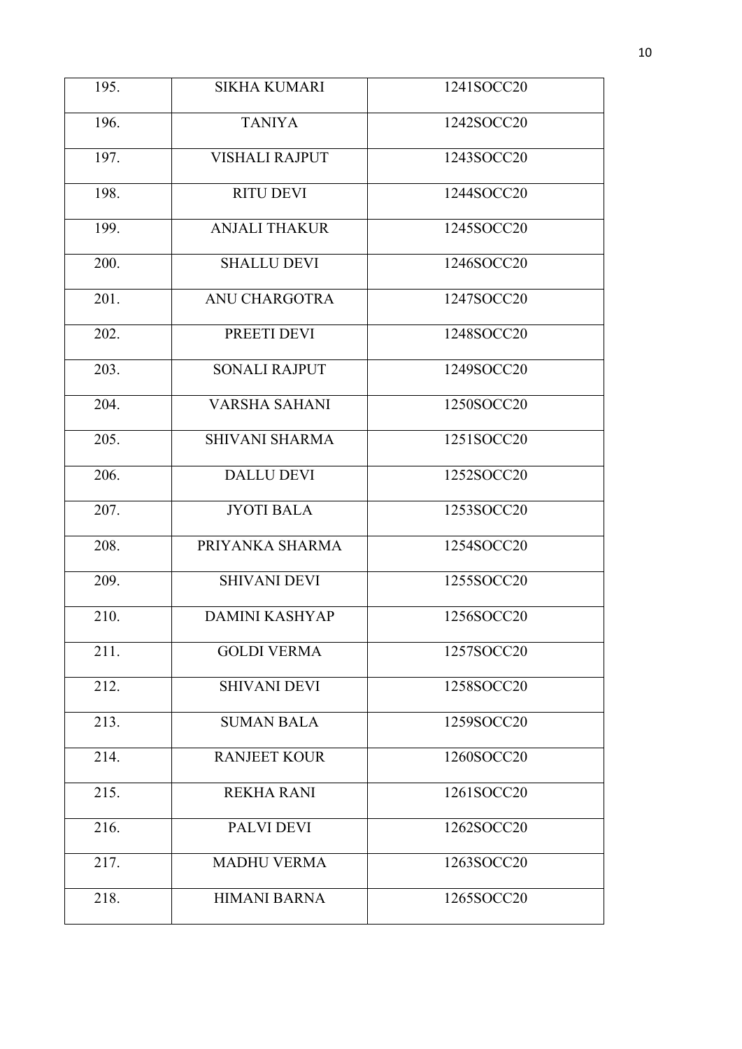| 195. | SIKHA KUMARI | 1241SOCC20 |
|---|---|---|
| 196. | TANIYA | 1242SOCC20 |
| 197. | VISHALI RAJPUT | 1243SOCC20 |
| 198. | RITU DEVI | 1244SOCC20 |
| 199. | ANJALI THAKUR | 1245SOCC20 |
| 200. | SHALLU DEVI | 1246SOCC20 |
| 201. | ANU CHARGOTRA | 1247SOCC20 |
| 202. | PREETI DEVI | 1248SOCC20 |
| 203. | SONALI RAJPUT | 1249SOCC20 |
| 204. | VARSHA SAHANI | 1250SOCC20 |
| 205. | SHIVANI SHARMA | 1251SOCC20 |
| 206. | DALLU DEVI | 1252SOCC20 |
| 207. | JYOTI BALA | 1253SOCC20 |
| 208. | PRIYANKA SHARMA | 1254SOCC20 |
| 209. | SHIVANI DEVI | 1255SOCC20 |
| 210. | DAMINI KASHYAP | 1256SOCC20 |
| 211. | GOLDI VERMA | 1257SOCC20 |
| 212. | SHIVANI DEVI | 1258SOCC20 |
| 213. | SUMAN BALA | 1259SOCC20 |
| 214. | RANJEET KOUR | 1260SOCC20 |
| 215. | REKHA RANI | 1261SOCC20 |
| 216. | PALVI DEVI | 1262SOCC20 |
| 217. | MADHU VERMA | 1263SOCC20 |
| 218. | HIMANI BARNA | 1265SOCC20 |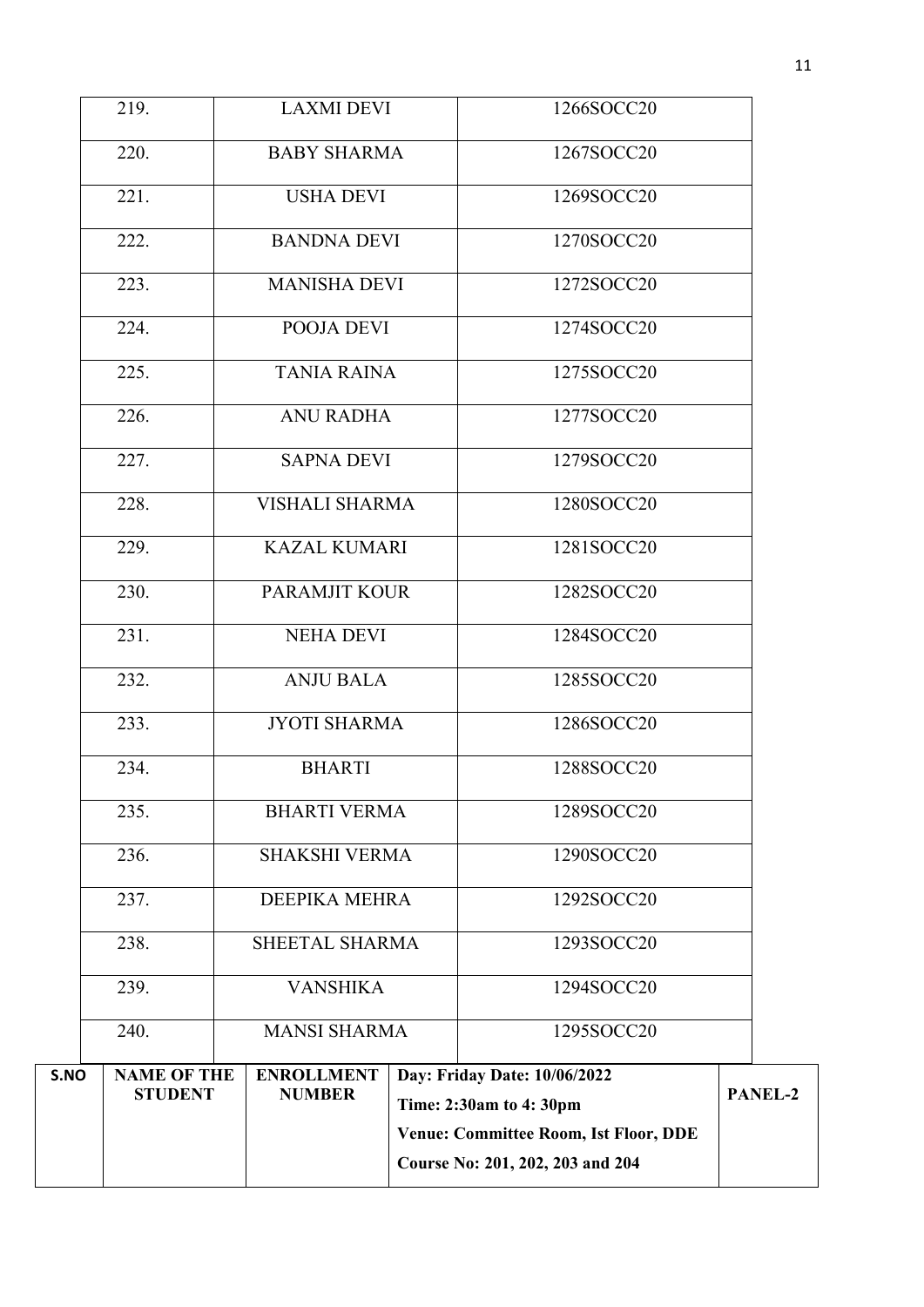| | | |
|---|---|---|
| 219. | LAXMI DEVI | 1266SOCC20 |
| 220. | BABY SHARMA | 1267SOCC20 |
| 221. | USHA DEVI | 1269SOCC20 |
| 222. | BANDNA DEVI | 1270SOCC20 |
| 223. | MANISHA DEVI | 1272SOCC20 |
| 224. | POOJA DEVI | 1274SOCC20 |
| 225. | TANIA RAINA | 1275SOCC20 |
| 226. | ANU RADHA | 1277SOCC20 |
| 227. | SAPNA DEVI | 1279SOCC20 |
| 228. | VISHALI SHARMA | 1280SOCC20 |
| 229. | KAZAL KUMARI | 1281SOCC20 |
| 230. | PARAMJIT KOUR | 1282SOCC20 |
| 231. | NEHA DEVI | 1284SOCC20 |
| 232. | ANJU BALA | 1285SOCC20 |
| 233. | JYOTI SHARMA | 1286SOCC20 |
| 234. | BHARTI | 1288SOCC20 |
| 235. | BHARTI VERMA | 1289SOCC20 |
| 236. | SHAKSHI VERMA | 1290SOCC20 |
| 237. | DEEPIKA MEHRA | 1292SOCC20 |
| 238. | SHEETAL SHARMA | 1293SOCC20 |
| 239. | VANSHIKA | 1294SOCC20 |
| 240. | MANSI SHARMA | 1295SOCC20 |

| S.NO | NAME OF THE STUDENT | ENROLLMENT NUMBER | Day: Friday Date: 10/06/2022<br>Time: 2:30am to 4: 30pm<br>Venue: Committee Room, Ist Floor, DDE<br>Course No: 201, 202, 203 and 204 | PANEL-2 |
|---|---|---|---|---|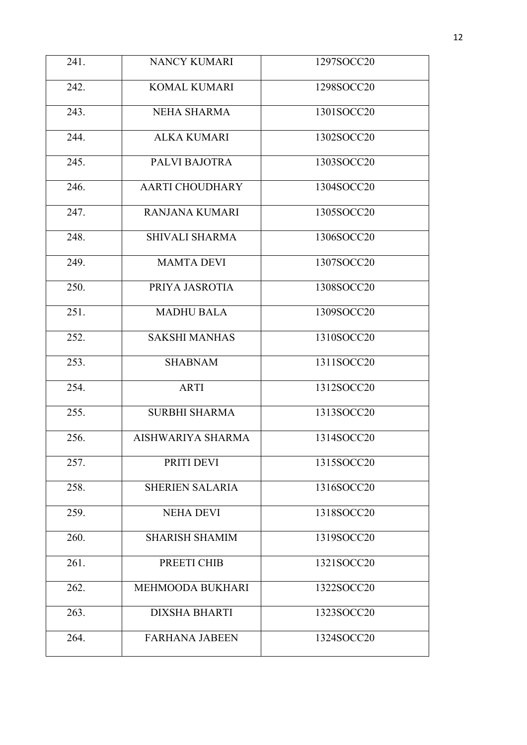| 241. | NANCY KUMARI | 1297SOCC20 |
|---|---|---|
| 242. | KOMAL KUMARI | 1298SOCC20 |
| 243. | NEHA SHARMA | 1301SOCC20 |
| 244. | ALKA KUMARI | 1302SOCC20 |
| 245. | PALVI BAJOTRA | 1303SOCC20 |
| 246. | AARTI CHOUDHARY | 1304SOCC20 |
| 247. | RANJANA KUMARI | 1305SOCC20 |
| 248. | SHIVALI SHARMA | 1306SOCC20 |
| 249. | MAMTA DEVI | 1307SOCC20 |
| 250. | PRIYA JASROTIA | 1308SOCC20 |
| 251. | MADHU BALA | 1309SOCC20 |
| 252. | SAKSHI MANHAS | 1310SOCC20 |
| 253. | SHABNAM | 1311SOCC20 |
| 254. | ARTI | 1312SOCC20 |
| 255. | SURBHI SHARMA | 1313SOCC20 |
| 256. | AISHWARIYA SHARMA | 1314SOCC20 |
| 257. | PRITI DEVI | 1315SOCC20 |
| 258. | SHERIEN SALARIA | 1316SOCC20 |
| 259. | NEHA DEVI | 1318SOCC20 |
| 260. | SHARISH SHAMIM | 1319SOCC20 |
| 261. | PREETI CHIB | 1321SOCC20 |
| 262. | MEHMOODA BUKHARI | 1322SOCC20 |
| 263. | DIXSHA BHARTI | 1323SOCC20 |
| 264. | FARHANA JABEEN | 1324SOCC20 |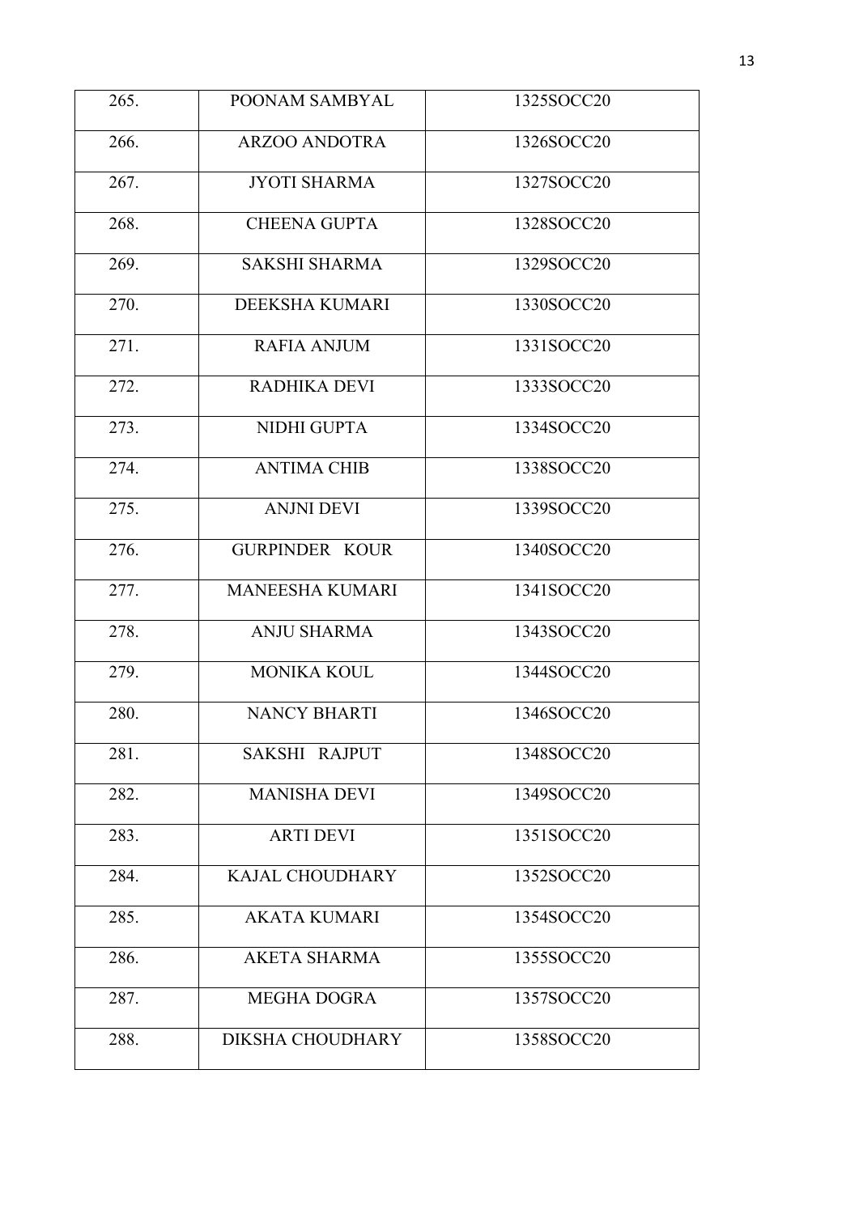| | | |
|---|---|---|
| 265. | POONAM SAMBYAL | 1325SOCC20 |
| 266. | ARZOO ANDOTRA | 1326SOCC20 |
| 267. | JYOTI SHARMA | 1327SOCC20 |
| 268. | CHEENA GUPTA | 1328SOCC20 |
| 269. | SAKSHI SHARMA | 1329SOCC20 |
| 270. | DEEKSHA KUMARI | 1330SOCC20 |
| 271. | RAFIA ANJUM | 1331SOCC20 |
| 272. | RADHIKA DEVI | 1333SOCC20 |
| 273. | NIDHI GUPTA | 1334SOCC20 |
| 274. | ANTIMA CHIB | 1338SOCC20 |
| 275. | ANJNI DEVI | 1339SOCC20 |
| 276. | GURPINDER KOUR | 1340SOCC20 |
| 277. | MANEESHA KUMARI | 1341SOCC20 |
| 278. | ANJU SHARMA | 1343SOCC20 |
| 279. | MONIKA KOUL | 1344SOCC20 |
| 280. | NANCY BHARTI | 1346SOCC20 |
| 281. | SAKSHI RAJPUT | 1348SOCC20 |
| 282. | MANISHA DEVI | 1349SOCC20 |
| 283. | ARTI DEVI | 1351SOCC20 |
| 284. | KAJAL CHOUDHARY | 1352SOCC20 |
| 285. | AKATA KUMARI | 1354SOCC20 |
| 286. | AKETA SHARMA | 1355SOCC20 |
| 287. | MEGHA DOGRA | 1357SOCC20 |
| 288. | DIKSHA CHOUDHARY | 1358SOCC20 |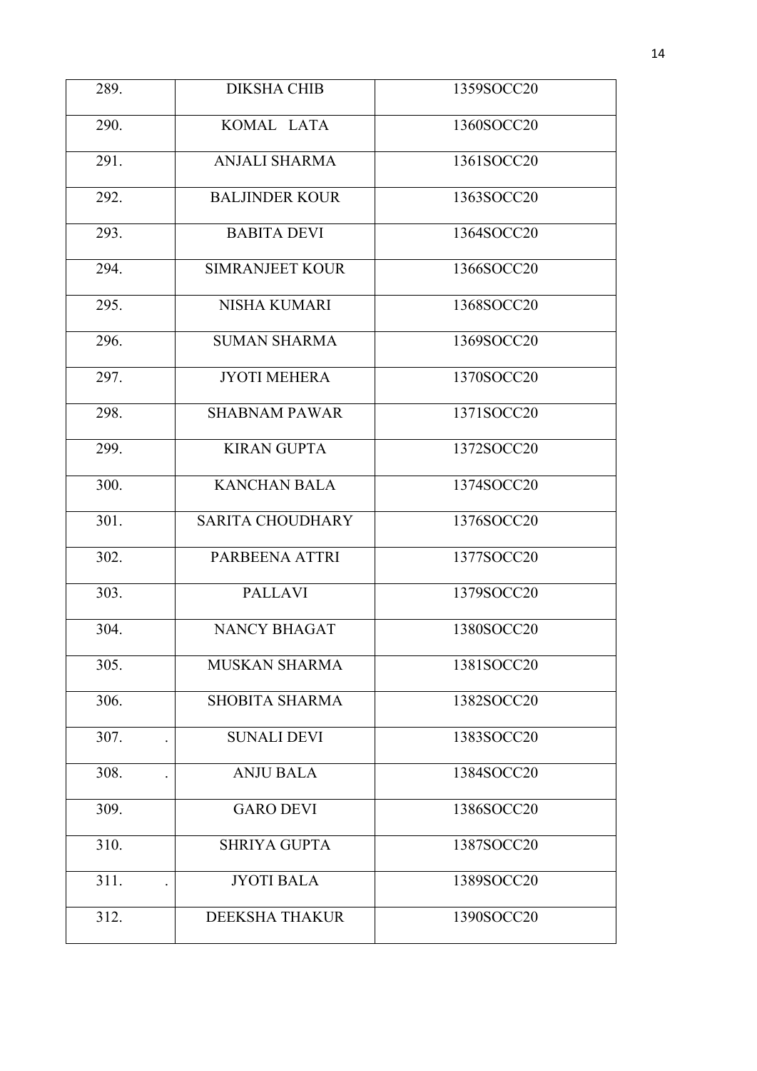| 289. | DIKSHA CHIB | 1359SOCC20 |
|---|---|---|
| 290. | KOMAL LATA | 1360SOCC20 |
| 291. | ANJALI SHARMA | 1361SOCC20 |
| 292. | BALJINDER KOUR | 1363SOCC20 |
| 293. | BABITA DEVI | 1364SOCC20 |
| 294. | SIMRANJEET KOUR | 1366SOCC20 |
| 295. | NISHA KUMARI | 1368SOCC20 |
| 296. | SUMAN SHARMA | 1369SOCC20 |
| 297. | JYOTI MEHERA | 1370SOCC20 |
| 298. | SHABNAM PAWAR | 1371SOCC20 |
| 299. | KIRAN GUPTA | 1372SOCC20 |
| 300. | KANCHAN BALA | 1374SOCC20 |
| 301. | SARITA CHOUDHARY | 1376SOCC20 |
| 302. | PARBEENA ATTRI | 1377SOCC20 |
| 303. | PALLAVI | 1379SOCC20 |
| 304. | NANCY BHAGAT | 1380SOCC20 |
| 305. | MUSKAN SHARMA | 1381SOCC20 |
| 306. | SHOBITA SHARMA | 1382SOCC20 |
| 307. . | SUNALI DEVI | 1383SOCC20 |
| 308. . | ANJU BALA | 1384SOCC20 |
| 309. | GARO DEVI | 1386SOCC20 |
| 310. | SHRIYA GUPTA | 1387SOCC20 |
| 311. . | JYOTI BALA | 1389SOCC20 |
| 312. | DEEKSHA THAKUR | 1390SOCC20 |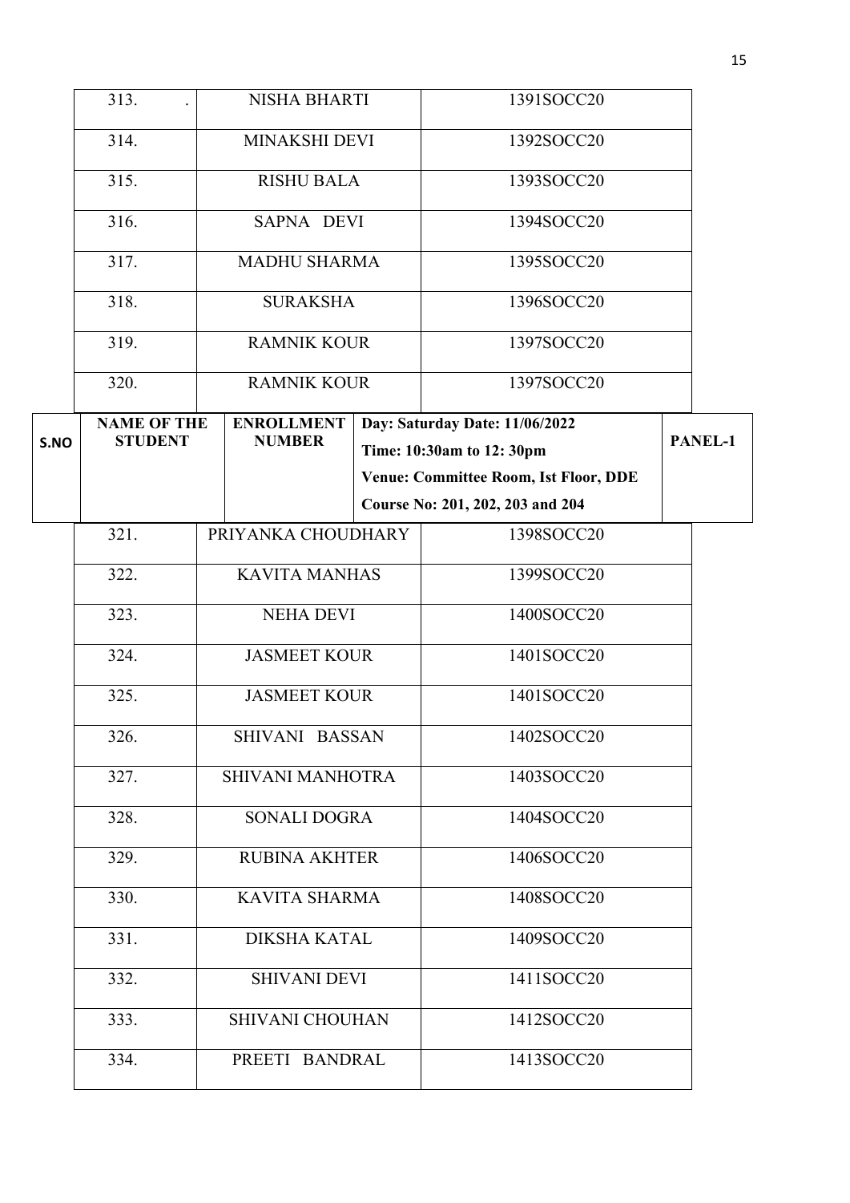| | | |
|---|---|---|
| 313. . | NISHA BHARTI | 1391SOCC20 |
| 314. | MINAKSHI DEVI | 1392SOCC20 |
| 315. | RISHU BALA | 1393SOCC20 |
| 316. | SAPNA DEVI | 1394SOCC20 |
| 317. | MADHU SHARMA | 1395SOCC20 |
| 318. | SURAKSHA | 1396SOCC20 |
| 319. | RAMNIK KOUR | 1397SOCC20 |
| 320. | RAMNIK KOUR | 1397SOCC20 |

| S.NO | NAME OF THE STUDENT | ENROLLMENT NUMBER | Day: Saturday Date: 11/06/2022<br>Time: 10:30am to 12: 30pm<br>Venue: Committee Room, Ist Floor, DDE<br>Course No: 201, 202, 203 and 204 | PANEL-1 |
|---|---|---|---|---|
| 321. | PRIYANKA CHOUDHARY | 1398SOCC20 | | |
| 322. | KAVITA MANHAS | 1399SOCC20 | | |
| 323. | NEHA DEVI | 1400SOCC20 | | |
| 324. | JASMEET KOUR | 1401SOCC20 | | |
| 325. | JASMEET KOUR | 1401SOCC20 | | |
| 326. | SHIVANI BASSAN | 1402SOCC20 | | |
| 327. | SHIVANI MANHOTRA | 1403SOCC20 | | |
| 328. | SONALI DOGRA | 1404SOCC20 | | |
| 329. | RUBINA AKHTER | 1406SOCC20 | | |
| 330. | KAVITA SHARMA | 1408SOCC20 | | |
| 331. | DIKSHA KATAL | 1409SOCC20 | | |
| 332. | SHIVANI DEVI | 1411SOCC20 | | |
| 333. | SHIVANI CHOUHAN | 1412SOCC20 | | |
| 334. | PREETI BANDRAL | 1413SOCC20 | | |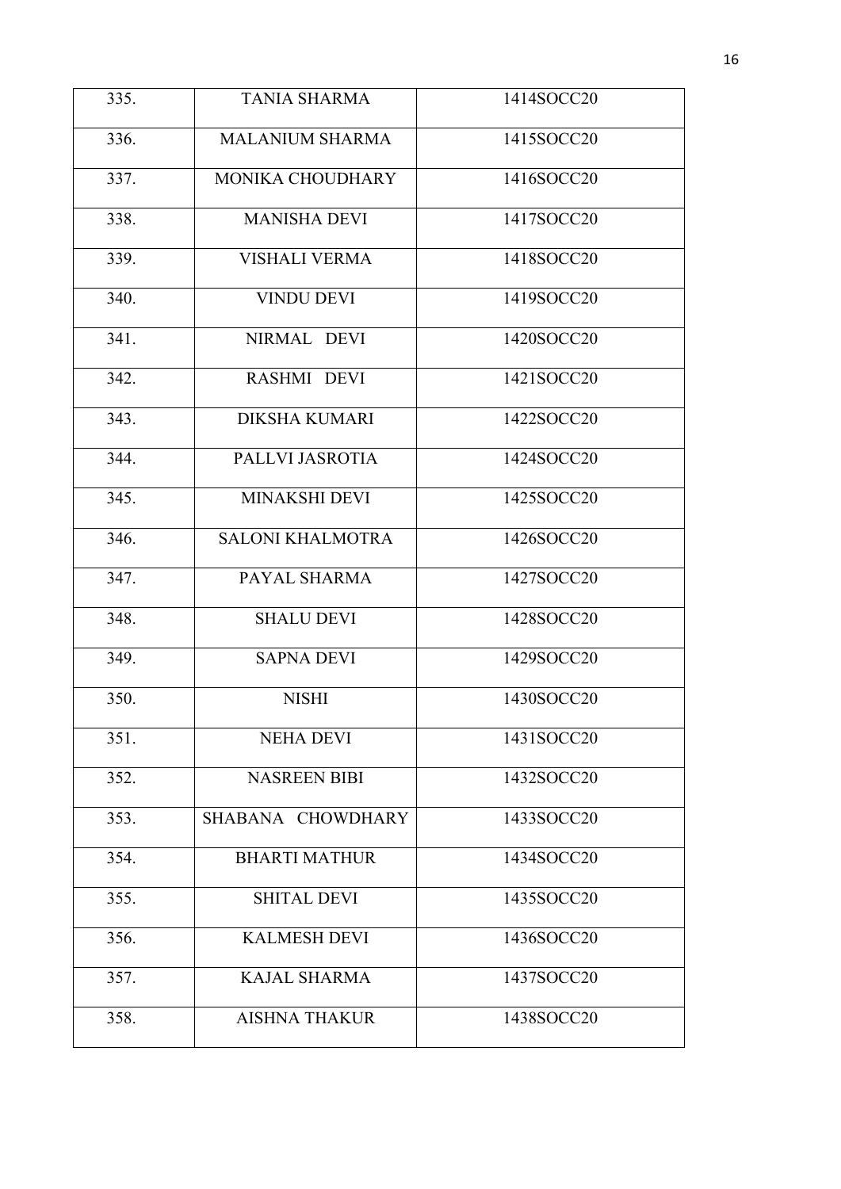| 335. | TANIA SHARMA | 1414SOCC20 |
|---|---|---|
| 336. | MALANIUM SHARMA | 1415SOCC20 |
| 337. | MONIKA CHOUDHARY | 1416SOCC20 |
| 338. | MANISHA DEVI | 1417SOCC20 |
| 339. | VISHALI VERMA | 1418SOCC20 |
| 340. | VINDU DEVI | 1419SOCC20 |
| 341. | NIRMAL DEVI | 1420SOCC20 |
| 342. | RASHMI DEVI | 1421SOCC20 |
| 343. | DIKSHA KUMARI | 1422SOCC20 |
| 344. | PALLVI JASROTIA | 1424SOCC20 |
| 345. | MINAKSHI DEVI | 1425SOCC20 |
| 346. | SALONI KHALMOTRA | 1426SOCC20 |
| 347. | PAYAL SHARMA | 1427SOCC20 |
| 348. | SHALU DEVI | 1428SOCC20 |
| 349. | SAPNA DEVI | 1429SOCC20 |
| 350. | NISHI | 1430SOCC20 |
| 351. | NEHA DEVI | 1431SOCC20 |
| 352. | NASREEN BIBI | 1432SOCC20 |
| 353. | SHABANA CHOWDHARY | 1433SOCC20 |
| 354. | BHARTI MATHUR | 1434SOCC20 |
| 355. | SHITAL DEVI | 1435SOCC20 |
| 356. | KALMESH DEVI | 1436SOCC20 |
| 357. | KAJAL SHARMA | 1437SOCC20 |
| 358. | AISHNA THAKUR | 1438SOCC20 |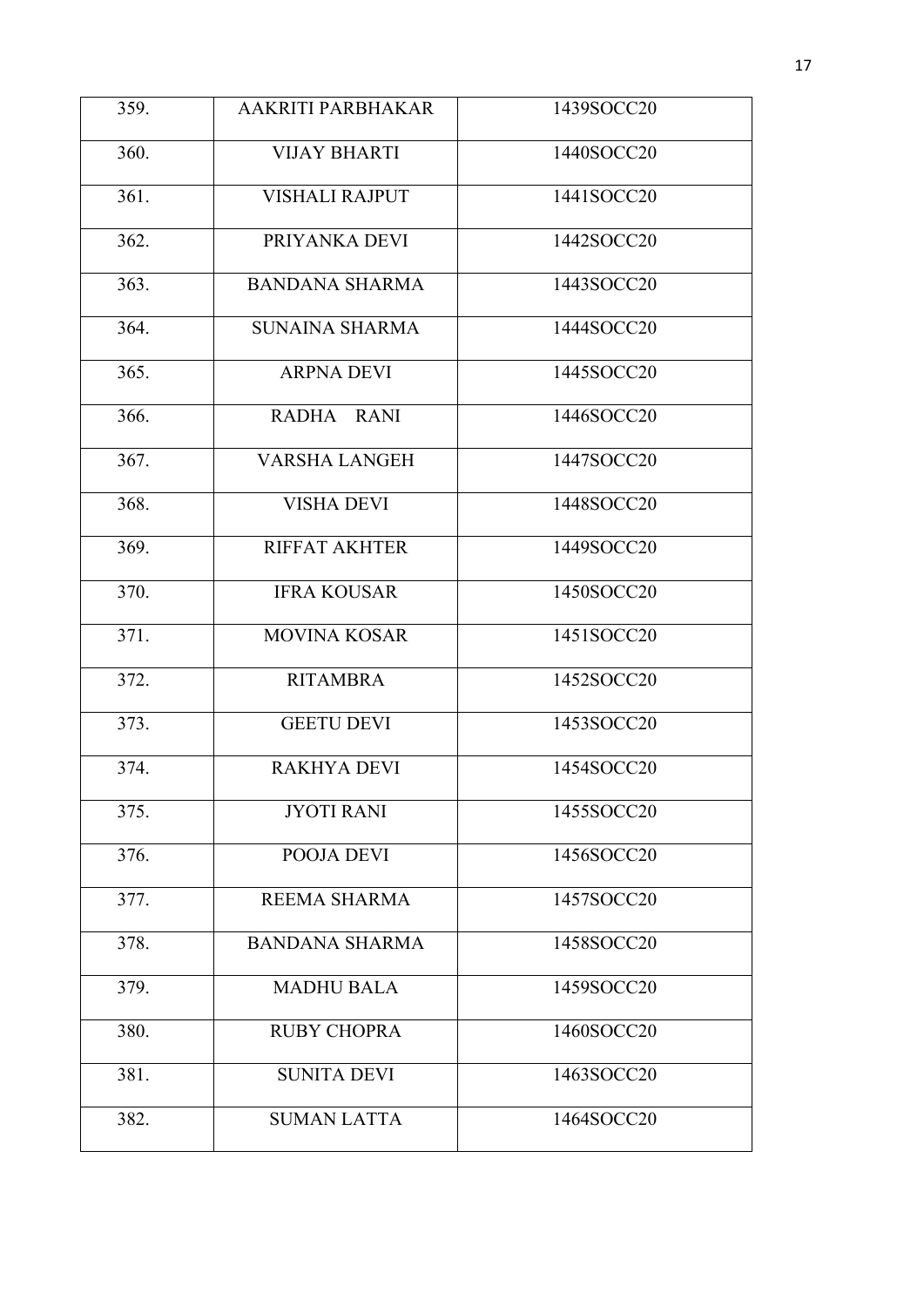| 359. | AAKRITI PARBHAKAR | 1439SOCC20 |
|---|---|---|
| 360. | VIJAY BHARTI | 1440SOCC20 |
| 361. | VISHALI RAJPUT | 1441SOCC20 |
| 362. | PRIYANKA DEVI | 1442SOCC20 |
| 363. | BANDANA SHARMA | 1443SOCC20 |
| 364. | SUNAINA SHARMA | 1444SOCC20 |
| 365. | ARPNA DEVI | 1445SOCC20 |
| 366. | RADHA RANI | 1446SOCC20 |
| 367. | VARSHA LANGEH | 1447SOCC20 |
| 368. | VISHA DEVI | 1448SOCC20 |
| 369. | RIFFAT AKHTER | 1449SOCC20 |
| 370. | IFRA KOUSAR | 1450SOCC20 |
| 371. | MOVINA KOSAR | 1451SOCC20 |
| 372. | RITAMBRA | 1452SOCC20 |
| 373. | GEETU DEVI | 1453SOCC20 |
| 374. | RAKHYA DEVI | 1454SOCC20 |
| 375. | JYOTI RANI | 1455SOCC20 |
| 376. | POOJA DEVI | 1456SOCC20 |
| 377. | REEMA SHARMA | 1457SOCC20 |
| 378. | BANDANA SHARMA | 1458SOCC20 |
| 379. | MADHU BALA | 1459SOCC20 |
| 380. | RUBY CHOPRA | 1460SOCC20 |
| 381. | SUNITA DEVI | 1463SOCC20 |
| 382. | SUMAN LATTA | 1464SOCC20 |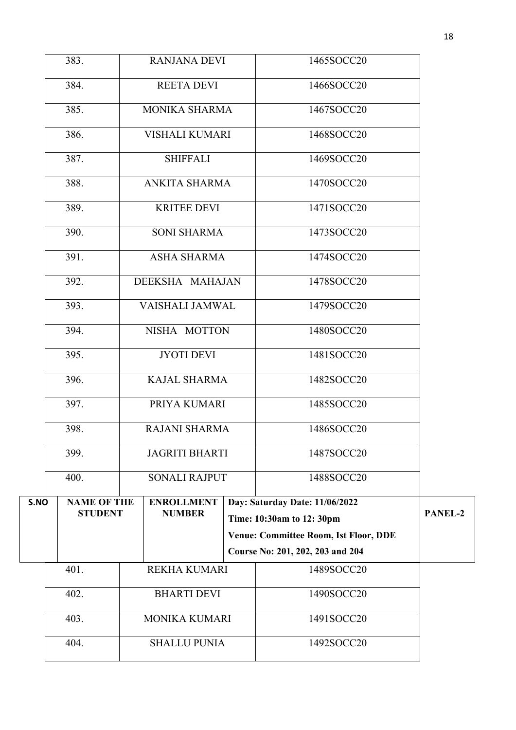| 383. | RANJANA DEVI | 1465SOCC20 |
|---|---|---|
| 384. | REETA DEVI | 1466SOCC20 |
| 385. | MONIKA SHARMA | 1467SOCC20 |
| 386. | VISHALI KUMARI | 1468SOCC20 |
| 387. | SHIFFALI | 1469SOCC20 |
| 388. | ANKITA SHARMA | 1470SOCC20 |
| 389. | KRITEE DEVI | 1471SOCC20 |
| 390. | SONI SHARMA | 1473SOCC20 |
| 391. | ASHA SHARMA | 1474SOCC20 |
| 392. | DEEKSHA MAHAJAN | 1478SOCC20 |
| 393. | VAISHALI JAMWAL | 1479SOCC20 |
| 394. | NISHA MOTTON | 1480SOCC20 |
| 395. | JYOTI DEVI | 1481SOCC20 |
| 396. | KAJAL SHARMA | 1482SOCC20 |
| 397. | PRIYA KUMARI | 1485SOCC20 |
| 398. | RAJANI SHARMA | 1486SOCC20 |
| 399. | JAGRITI BHARTI | 1487SOCC20 |
| 400. | SONALI RAJPUT | 1488SOCC20 |

| S.NO | NAME OF THE STUDENT | ENROLLMENT NUMBER | Day: Saturday Date: 11/06/2022 Time: 10:30am to 12: 30pm Venue: Committee Room, Ist Floor, DDE Course No: 201, 202, 203 and 204 | PANEL-2 |
|---|---|---|---|---|
| 401. | REKHA KUMARI | 1489SOCC20 | | |
| 402. | BHARTI DEVI | 1490SOCC20 | | |
| 403. | MONIKA KUMARI | 1491SOCC20 | | |
| 404. | SHALLU PUNIA | 1492SOCC20 | | |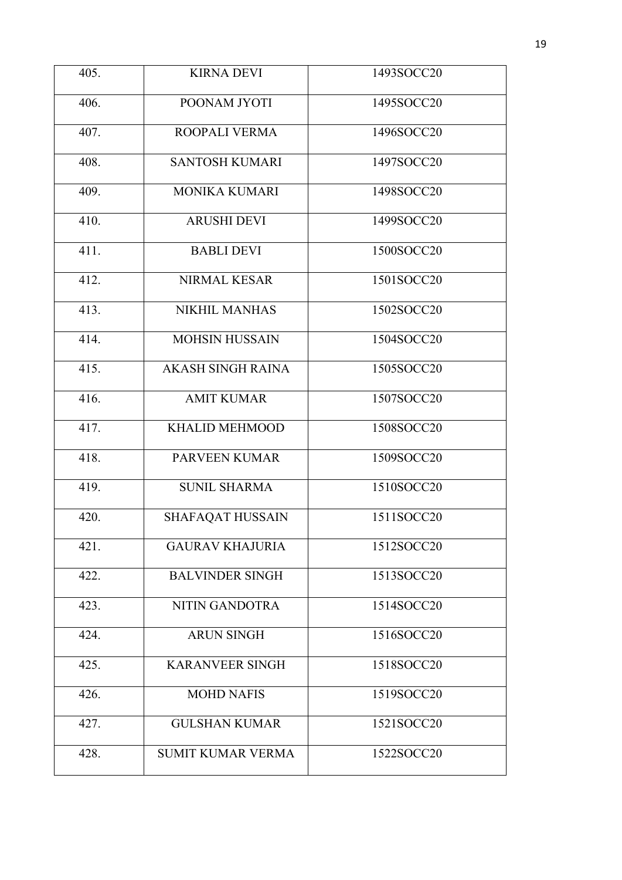| 405. | KIRNA DEVI | 1493SOCC20 |
|---|---|---|
| 406. | POONAM JYOTI | 1495SOCC20 |
| 407. | ROOPALI VERMA | 1496SOCC20 |
| 408. | SANTOSH KUMARI | 1497SOCC20 |
| 409. | MONIKA KUMARI | 1498SOCC20 |
| 410. | ARUSHI DEVI | 1499SOCC20 |
| 411. | BABLI DEVI | 1500SOCC20 |
| 412. | NIRMAL KESAR | 1501SOCC20 |
| 413. | NIKHIL MANHAS | 1502SOCC20 |
| 414. | MOHSIN HUSSAIN | 1504SOCC20 |
| 415. | AKASH SINGH RAINA | 1505SOCC20 |
| 416. | AMIT KUMAR | 1507SOCC20 |
| 417. | KHALID MEHMOOD | 1508SOCC20 |
| 418. | PARVEEN KUMAR | 1509SOCC20 |
| 419. | SUNIL SHARMA | 1510SOCC20 |
| 420. | SHAFAQAT HUSSAIN | 1511SOCC20 |
| 421. | GAURAV KHAJURIA | 1512SOCC20 |
| 422. | BALVINDER SINGH | 1513SOCC20 |
| 423. | NITIN GANDOTRA | 1514SOCC20 |
| 424. | ARUN SINGH | 1516SOCC20 |
| 425. | KARANVEER SINGH | 1518SOCC20 |
| 426. | MOHD NAFIS | 1519SOCC20 |
| 427. | GULSHAN KUMAR | 1521SOCC20 |
| 428. | SUMIT KUMAR VERMA | 1522SOCC20 |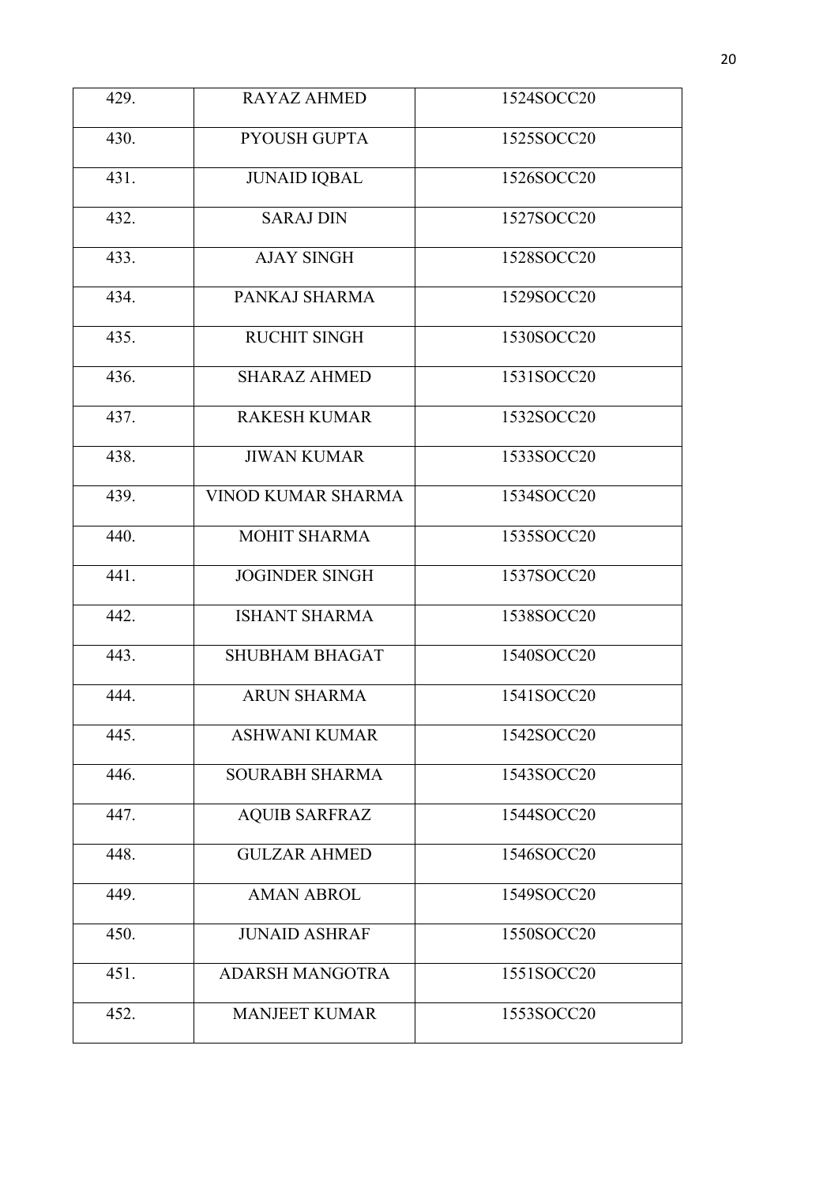| 429. | RAYAZ AHMED | 1524SOCC20 |
|---|---|---|
| 430. | PYOUSH GUPTA | 1525SOCC20 |
| 431. | JUNAID IQBAL | 1526SOCC20 |
| 432. | SARAJ DIN | 1527SOCC20 |
| 433. | AJAY SINGH | 1528SOCC20 |
| 434. | PANKAJ SHARMA | 1529SOCC20 |
| 435. | RUCHIT SINGH | 1530SOCC20 |
| 436. | SHARAZ AHMED | 1531SOCC20 |
| 437. | RAKESH KUMAR | 1532SOCC20 |
| 438. | JIWAN KUMAR | 1533SOCC20 |
| 439. | VINOD KUMAR SHARMA | 1534SOCC20 |
| 440. | MOHIT SHARMA | 1535SOCC20 |
| 441. | JOGINDER SINGH | 1537SOCC20 |
| 442. | ISHANT SHARMA | 1538SOCC20 |
| 443. | SHUBHAM BHAGAT | 1540SOCC20 |
| 444. | ARUN SHARMA | 1541SOCC20 |
| 445. | ASHWANI KUMAR | 1542SOCC20 |
| 446. | SOURABH SHARMA | 1543SOCC20 |
| 447. | AQUIB SARFRAZ | 1544SOCC20 |
| 448. | GULZAR AHMED | 1546SOCC20 |
| 449. | AMAN ABROL | 1549SOCC20 |
| 450. | JUNAID ASHRAF | 1550SOCC20 |
| 451. | ADARSH MANGOTRA | 1551SOCC20 |
| 452. | MANJEET KUMAR | 1553SOCC20 |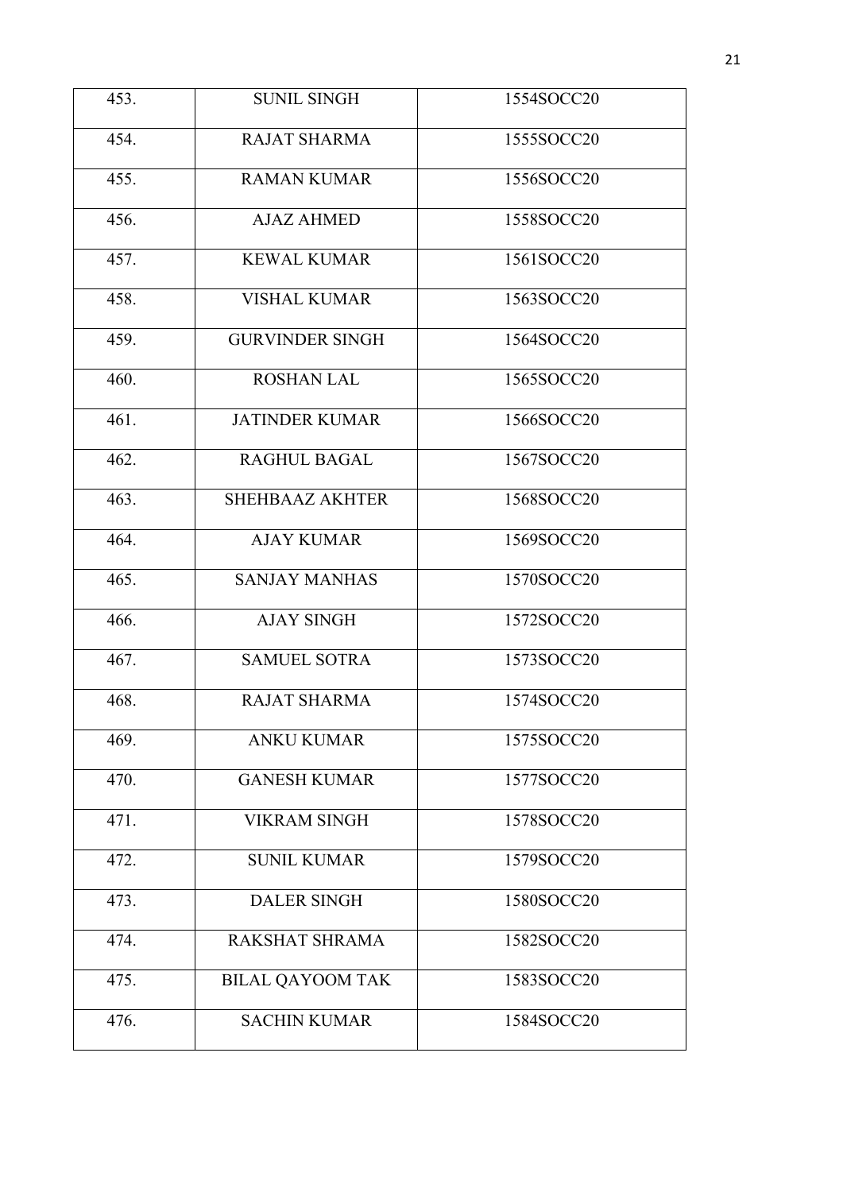| 453. | SUNIL SINGH | 1554SOCC20 |
|---|---|---|
| 454. | RAJAT SHARMA | 1555SOCC20 |
| 455. | RAMAN KUMAR | 1556SOCC20 |
| 456. | AJAZ AHMED | 1558SOCC20 |
| 457. | KEWAL KUMAR | 1561SOCC20 |
| 458. | VISHAL KUMAR | 1563SOCC20 |
| 459. | GURVINDER SINGH | 1564SOCC20 |
| 460. | ROSHAN LAL | 1565SOCC20 |
| 461. | JATINDER KUMAR | 1566SOCC20 |
| 462. | RAGHUL BAGAL | 1567SOCC20 |
| 463. | SHEHBAAZ AKHTER | 1568SOCC20 |
| 464. | AJAY KUMAR | 1569SOCC20 |
| 465. | SANJAY MANHAS | 1570SOCC20 |
| 466. | AJAY SINGH | 1572SOCC20 |
| 467. | SAMUEL SOTRA | 1573SOCC20 |
| 468. | RAJAT SHARMA | 1574SOCC20 |
| 469. | ANKU KUMAR | 1575SOCC20 |
| 470. | GANESH KUMAR | 1577SOCC20 |
| 471. | VIKRAM SINGH | 1578SOCC20 |
| 472. | SUNIL KUMAR | 1579SOCC20 |
| 473. | DALER SINGH | 1580SOCC20 |
| 474. | RAKSHAT SHRAMA | 1582SOCC20 |
| 475. | BILAL QAYOOM TAK | 1583SOCC20 |
| 476. | SACHIN KUMAR | 1584SOCC20 |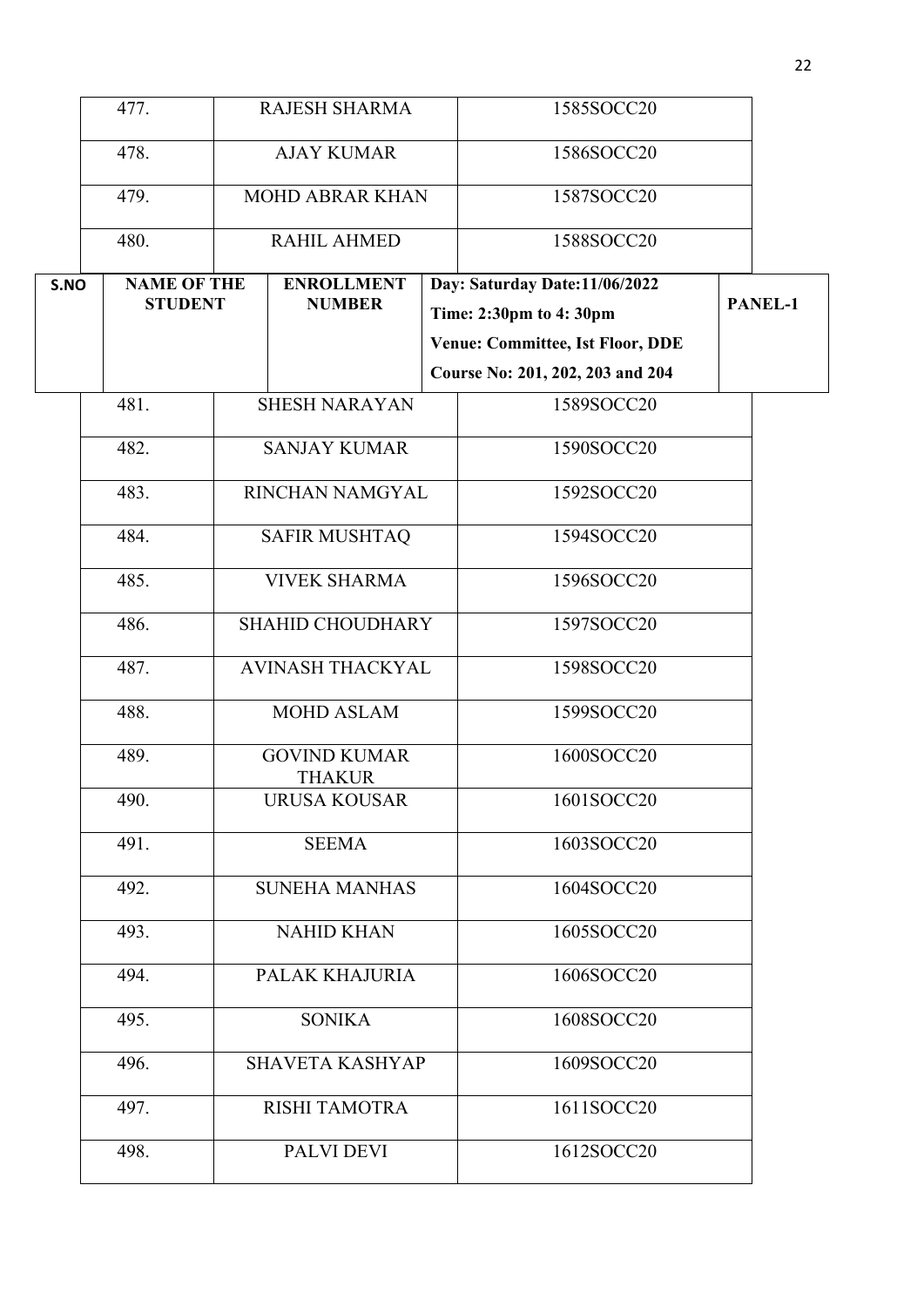| | | |
|---|---|---|
| 477. | RAJESH SHARMA | 1585SOCC20 |
| 478. | AJAY KUMAR | 1586SOCC20 |
| 479. | MOHD ABRAR KHAN | 1587SOCC20 |
| 480. | RAHIL AHMED | 1588SOCC20 |

| S.NO | NAME OF THE STUDENT | ENROLLMENT NUMBER | Day: Saturday Date:11/06/2022<br>Time: 2:30pm to 4: 30pm<br>Venue: Committee, Ist Floor, DDE<br>Course No: 201, 202, 203 and 204 | PANEL-1 |
|---|---|---|---|---|
| 481. | SHESH NARAYAN | 1589SOCC20 | | |
| 482. | SANJAY KUMAR | 1590SOCC20 | | |
| 483. | RINCHAN NAMGYAL | 1592SOCC20 | | |
| 484. | SAFIR MUSHTAQ | 1594SOCC20 | | |
| 485. | VIVEK SHARMA | 1596SOCC20 | | |
| 486. | SHAHID CHOUDHARY | 1597SOCC20 | | |
| 487. | AVINASH THACKYAL | 1598SOCC20 | | |
| 488. | MOHD ASLAM | 1599SOCC20 | | |
| 489. | GOVIND KUMAR THAKUR | 1600SOCC20 | | |
| 490. | URUSA KOUSAR | 1601SOCC20 | | |
| 491. | SEEMA | 1603SOCC20 | | |
| 492. | SUNEHA MANHAS | 1604SOCC20 | | |
| 493. | NAHID KHAN | 1605SOCC20 | | |
| 494. | PALAK KHAJURIA | 1606SOCC20 | | |
| 495. | SONIKA | 1608SOCC20 | | |
| 496. | SHAVETA KASHYAP | 1609SOCC20 | | |
| 497. | RISHI TAMOTRA | 1611SOCC20 | | |
| 498. | PALVI DEVI | 1612SOCC20 | | |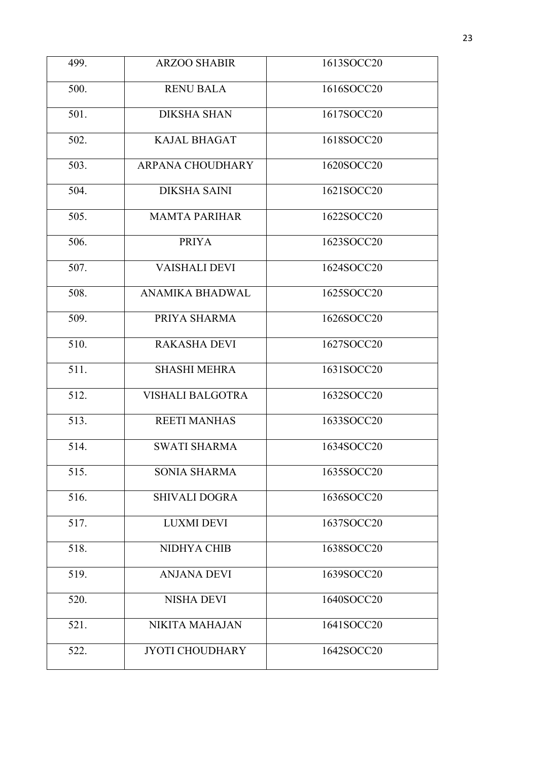| 499. | ARZOO SHABIR | 1613SOCC20 |
|---|---|---|
| 500. | RENU BALA | 1616SOCC20 |
| 501. | DIKSHA SHAN | 1617SOCC20 |
| 502. | KAJAL BHAGAT | 1618SOCC20 |
| 503. | ARPANA CHOUDHARY | 1620SOCC20 |
| 504. | DIKSHA SAINI | 1621SOCC20 |
| 505. | MAMTA PARIHAR | 1622SOCC20 |
| 506. | PRIYA | 1623SOCC20 |
| 507. | VAISHALI DEVI | 1624SOCC20 |
| 508. | ANAMIKA BHADWAL | 1625SOCC20 |
| 509. | PRIYA SHARMA | 1626SOCC20 |
| 510. | RAKASHA DEVI | 1627SOCC20 |
| 511. | SHASHI MEHRA | 1631SOCC20 |
| 512. | VISHALI BALGOTRA | 1632SOCC20 |
| 513. | REETI MANHAS | 1633SOCC20 |
| 514. | SWATI SHARMA | 1634SOCC20 |
| 515. | SONIA SHARMA | 1635SOCC20 |
| 516. | SHIVALI DOGRA | 1636SOCC20 |
| 517. | LUXMI DEVI | 1637SOCC20 |
| 518. | NIDHYA CHIB | 1638SOCC20 |
| 519. | ANJANA DEVI | 1639SOCC20 |
| 520. | NISHA DEVI | 1640SOCC20 |
| 521. | NIKITA MAHAJAN | 1641SOCC20 |
| 522. | JYOTI CHOUDHARY | 1642SOCC20 |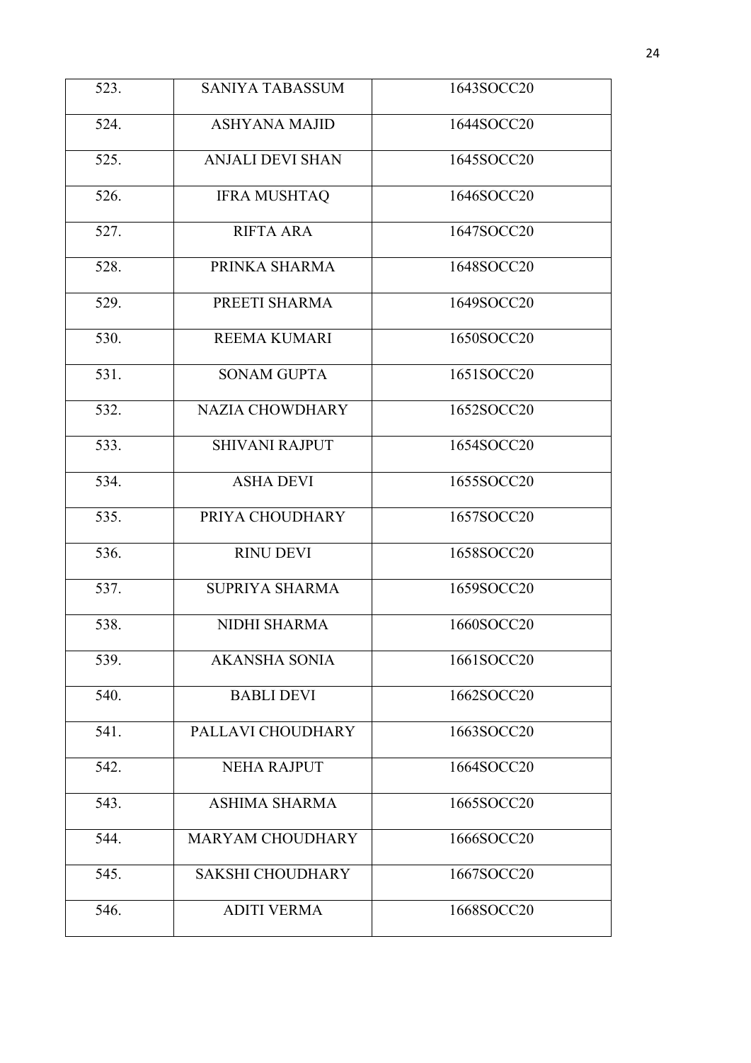| 523. | SANIYA TABASSUM | 1643SOCC20 |
|---|---|---|
| 524. | ASHYANA MAJID | 1644SOCC20 |
| 525. | ANJALI DEVI SHAN | 1645SOCC20 |
| 526. | IFRA MUSHTAQ | 1646SOCC20 |
| 527. | RIFTA ARA | 1647SOCC20 |
| 528. | PRINKA SHARMA | 1648SOCC20 |
| 529. | PREETI SHARMA | 1649SOCC20 |
| 530. | REEMA KUMARI | 1650SOCC20 |
| 531. | SONAM GUPTA | 1651SOCC20 |
| 532. | NAZIA CHOWDHARY | 1652SOCC20 |
| 533. | SHIVANI RAJPUT | 1654SOCC20 |
| 534. | ASHA DEVI | 1655SOCC20 |
| 535. | PRIYA CHOUDHARY | 1657SOCC20 |
| 536. | RINU DEVI | 1658SOCC20 |
| 537. | SUPRIYA SHARMA | 1659SOCC20 |
| 538. | NIDHI SHARMA | 1660SOCC20 |
| 539. | AKANSHA SONIA | 1661SOCC20 |
| 540. | BABLI DEVI | 1662SOCC20 |
| 541. | PALLAVI CHOUDHARY | 1663SOCC20 |
| 542. | NEHA RAJPUT | 1664SOCC20 |
| 543. | ASHIMA SHARMA | 1665SOCC20 |
| 544. | MARYAM CHOUDHARY | 1666SOCC20 |
| 545. | SAKSHI CHOUDHARY | 1667SOCC20 |
| 546. | ADITI VERMA | 1668SOCC20 |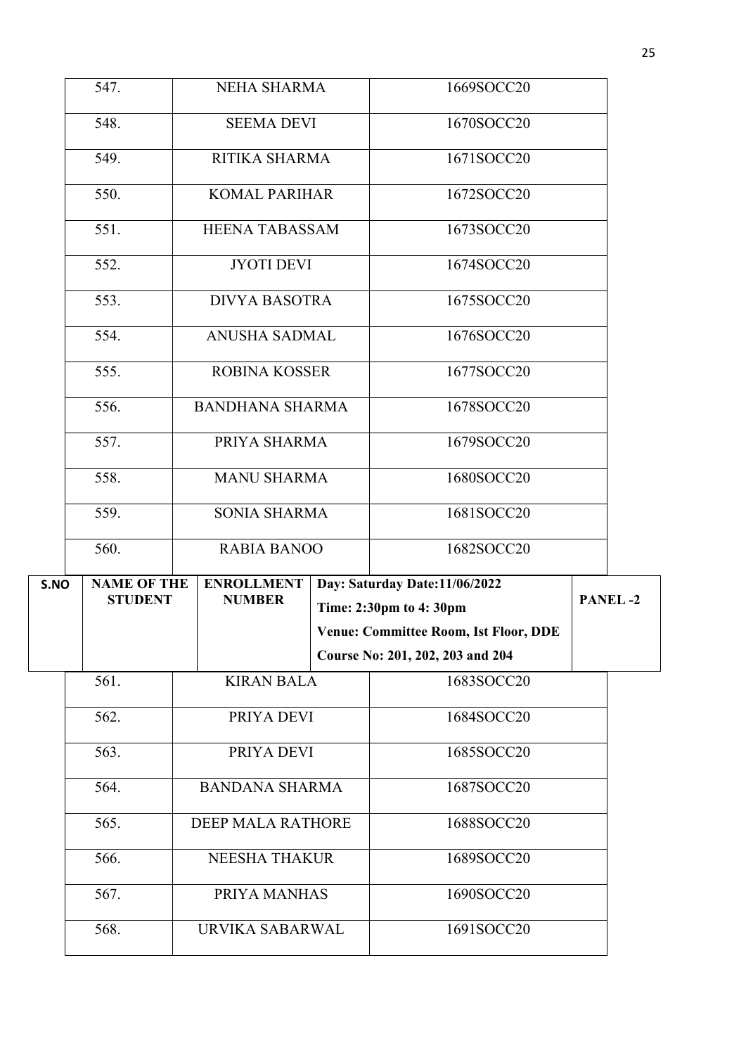| 547. | NEHA SHARMA | 1669SOCC20 |
|---|---|---|
| 548. | SEEMA DEVI | 1670SOCC20 |
| 549. | RITIKA SHARMA | 1671SOCC20 |
| 550. | KOMAL PARIHAR | 1672SOCC20 |
| 551. | HEENA TABASSAM | 1673SOCC20 |
| 552. | JYOTI DEVI | 1674SOCC20 |
| 553. | DIVYA BASOTRA | 1675SOCC20 |
| 554. | ANUSHA SADMAL | 1676SOCC20 |
| 555. | ROBINA KOSSER | 1677SOCC20 |
| 556. | BANDHANA SHARMA | 1678SOCC20 |
| 557. | PRIYA SHARMA | 1679SOCC20 |
| 558. | MANU SHARMA | 1680SOCC20 |
| 559. | SONIA SHARMA | 1681SOCC20 |
| 560. | RABIA BANOO | 1682SOCC20 |

| S.NO | NAME OF THE STUDENT | ENROLLMENT NUMBER | Day: Saturday Date:11/06/2022<br>Time: 2:30pm to 4: 30pm<br>Venue: Committee Room, Ist Floor, DDE<br>Course No: 201, 202, 203 and 204 | PANEL -2 |
|---|---|---|---|---|
| 561. | KIRAN BALA | 1683SOCC20 | | |
| 562. | PRIYA DEVI | 1684SOCC20 | | |
| 563. | PRIYA DEVI | 1685SOCC20 | | |
| 564. | BANDANA SHARMA | 1687SOCC20 | | |
| 565. | DEEP MALA RATHORE | 1688SOCC20 | | |
| 566. | NEESHA THAKUR | 1689SOCC20 | | |
| 567. | PRIYA MANHAS | 1690SOCC20 | | |
| 568. | URVIKA SABARWAL | 1691SOCC20 | | |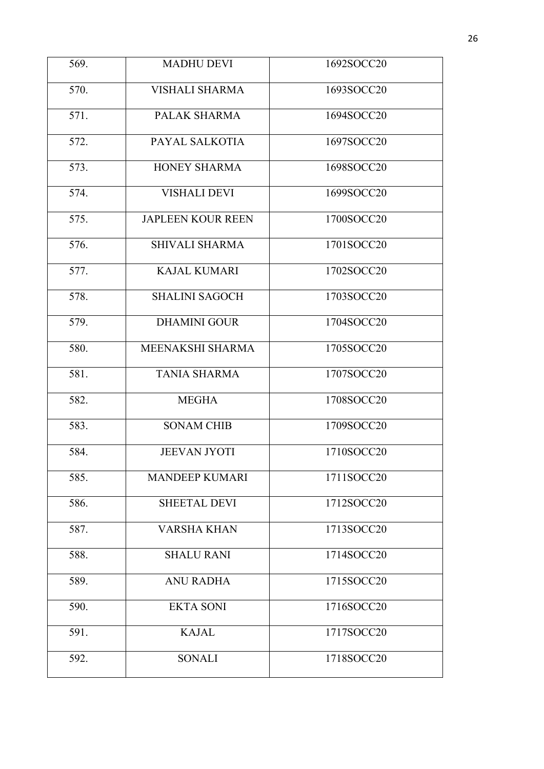| 569. | MADHU DEVI | 1692SOCC20 |
|---|---|---|
| 570. | VISHALI SHARMA | 1693SOCC20 |
| 571. | PALAK SHARMA | 1694SOCC20 |
| 572. | PAYAL SALKOTIA | 1697SOCC20 |
| 573. | HONEY SHARMA | 1698SOCC20 |
| 574. | VISHALI DEVI | 1699SOCC20 |
| 575. | JAPLEEN KOUR REEN | 1700SOCC20 |
| 576. | SHIVALI SHARMA | 1701SOCC20 |
| 577. | KAJAL KUMARI | 1702SOCC20 |
| 578. | SHALINI SAGOCH | 1703SOCC20 |
| 579. | DHAMINI GOUR | 1704SOCC20 |
| 580. | MEENAKSHI SHARMA | 1705SOCC20 |
| 581. | TANIA SHARMA | 1707SOCC20 |
| 582. | MEGHA | 1708SOCC20 |
| 583. | SONAM CHIB | 1709SOCC20 |
| 584. | JEEVAN JYOTI | 1710SOCC20 |
| 585. | MANDEEP KUMARI | 1711SOCC20 |
| 586. | SHEETAL DEVI | 1712SOCC20 |
| 587. | VARSHA KHAN | 1713SOCC20 |
| 588. | SHALU RANI | 1714SOCC20 |
| 589. | ANU RADHA | 1715SOCC20 |
| 590. | EKTA SONI | 1716SOCC20 |
| 591. | KAJAL | 1717SOCC20 |
| 592. | SONALI | 1718SOCC20 |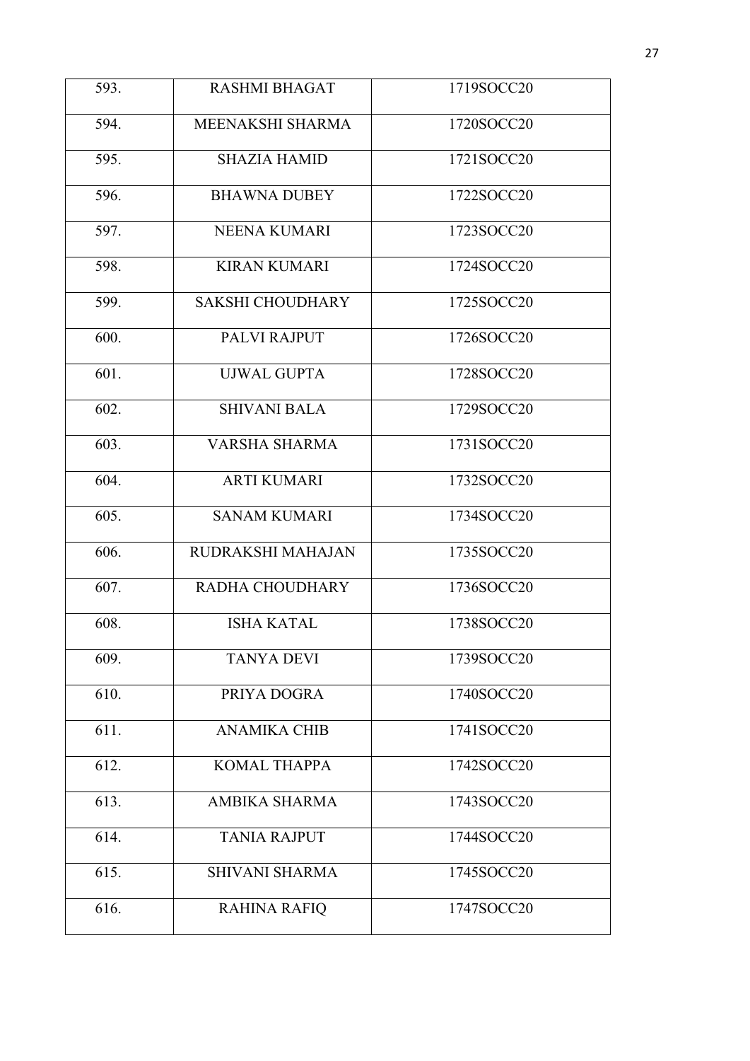| 593. | RASHMI BHAGAT | 1719SOCC20 |
|---|---|---|
| 594. | MEENAKSHI SHARMA | 1720SOCC20 |
| 595. | SHAZIA HAMID | 1721SOCC20 |
| 596. | BHAWNA DUBEY | 1722SOCC20 |
| 597. | NEENA KUMARI | 1723SOCC20 |
| 598. | KIRAN KUMARI | 1724SOCC20 |
| 599. | SAKSHI CHOUDHARY | 1725SOCC20 |
| 600. | PALVI RAJPUT | 1726SOCC20 |
| 601. | UJWAL GUPTA | 1728SOCC20 |
| 602. | SHIVANI BALA | 1729SOCC20 |
| 603. | VARSHA SHARMA | 1731SOCC20 |
| 604. | ARTI KUMARI | 1732SOCC20 |
| 605. | SANAM KUMARI | 1734SOCC20 |
| 606. | RUDRAKSHI MAHAJAN | 1735SOCC20 |
| 607. | RADHA CHOUDHARY | 1736SOCC20 |
| 608. | ISHA KATAL | 1738SOCC20 |
| 609. | TANYA DEVI | 1739SOCC20 |
| 610. | PRIYA DOGRA | 1740SOCC20 |
| 611. | ANAMIKA CHIB | 1741SOCC20 |
| 612. | KOMAL THAPPA | 1742SOCC20 |
| 613. | AMBIKA SHARMA | 1743SOCC20 |
| 614. | TANIA RAJPUT | 1744SOCC20 |
| 615. | SHIVANI SHARMA | 1745SOCC20 |
| 616. | RAHINA RAFIQ | 1747SOCC20 |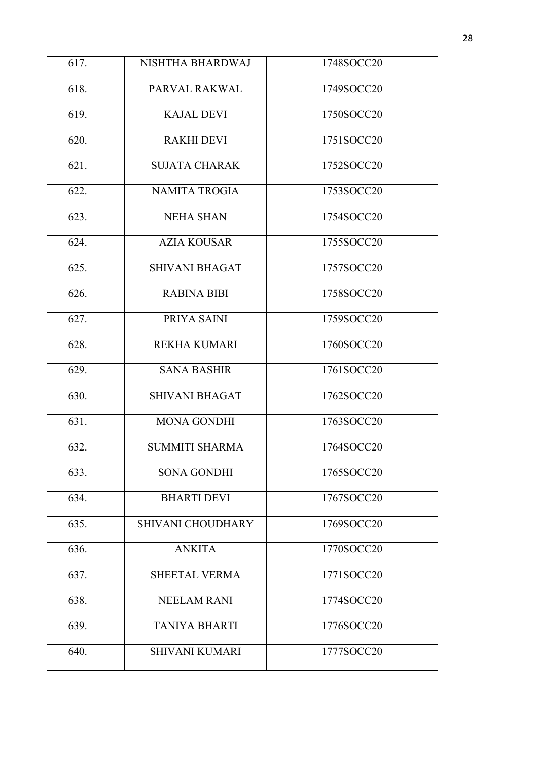| 617. | NISHTHA BHARDWAJ | 1748SOCC20 |
|---|---|---|
| 618. | PARVAL RAKWAL | 1749SOCC20 |
| 619. | KAJAL DEVI | 1750SOCC20 |
| 620. | RAKHI DEVI | 1751SOCC20 |
| 621. | SUJATA CHARAK | 1752SOCC20 |
| 622. | NAMITA TROGIA | 1753SOCC20 |
| 623. | NEHA SHAN | 1754SOCC20 |
| 624. | AZIA KOUSAR | 1755SOCC20 |
| 625. | SHIVANI BHAGAT | 1757SOCC20 |
| 626. | RABINA BIBI | 1758SOCC20 |
| 627. | PRIYA SAINI | 1759SOCC20 |
| 628. | REKHA KUMARI | 1760SOCC20 |
| 629. | SANA BASHIR | 1761SOCC20 |
| 630. | SHIVANI BHAGAT | 1762SOCC20 |
| 631. | MONA GONDHI | 1763SOCC20 |
| 632. | SUMMITI SHARMA | 1764SOCC20 |
| 633. | SONA GONDHI | 1765SOCC20 |
| 634. | BHARTI DEVI | 1767SOCC20 |
| 635. | SHIVANI CHOUDHARY | 1769SOCC20 |
| 636. | ANKITA | 1770SOCC20 |
| 637. | SHEETAL VERMA | 1771SOCC20 |
| 638. | NEELAM RANI | 1774SOCC20 |
| 639. | TANIYA BHARTI | 1776SOCC20 |
| 640. | SHIVANI KUMARI | 1777SOCC20 |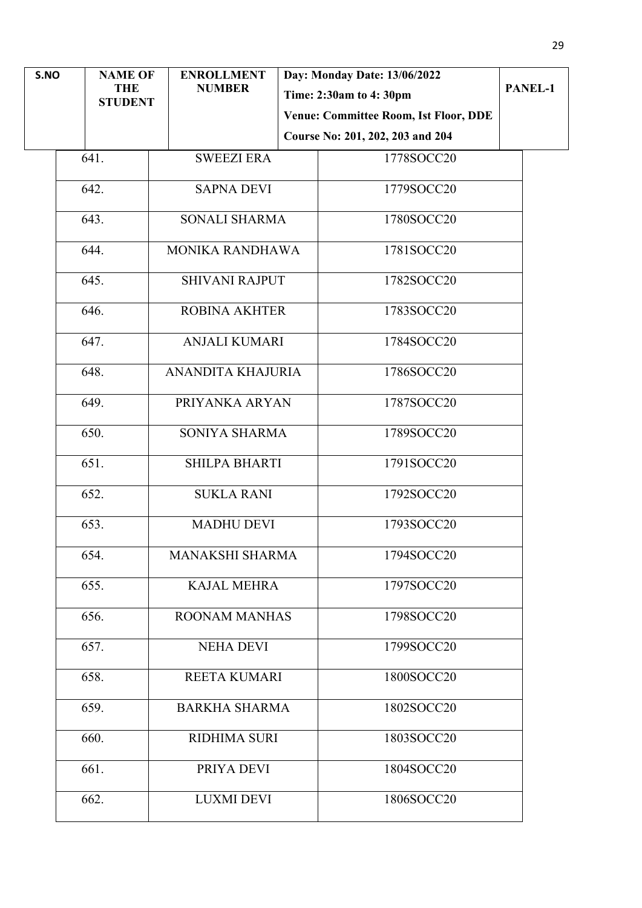| S.NO | NAME OF THE STUDENT | ENROLLMENT NUMBER | Day: Monday Date: 13/06/2022<br>Time: 2:30am to 4: 30pm<br>Venue: Committee Room, Ist Floor, DDE<br>Course No: 201, 202, 203 and 204 | PANEL-1 |
|---|---|---|---|---|
| 641. | SWEEZI ERA | 1778SOCC20 | | |
| 642. | SAPNA DEVI | 1779SOCC20 | | |
| 643. | SONALI SHARMA | 1780SOCC20 | | |
| 644. | MONIKA RANDHAWA | 1781SOCC20 | | |
| 645. | SHIVANI RAJPUT | 1782SOCC20 | | |
| 646. | ROBINA AKHTER | 1783SOCC20 | | |
| 647. | ANJALI KUMARI | 1784SOCC20 | | |
| 648. | ANANDITA KHAJURIA | 1786SOCC20 | | |
| 649. | PRIYANKA ARYAN | 1787SOCC20 | | |
| 650. | SONIYA SHARMA | 1789SOCC20 | | |
| 651. | SHILPA BHARTI | 1791SOCC20 | | |
| 652. | SUKLA RANI | 1792SOCC20 | | |
| 653. | MADHU DEVI | 1793SOCC20 | | |
| 654. | MANAKSHI SHARMA | 1794SOCC20 | | |
| 655. | KAJAL MEHRA | 1797SOCC20 | | |
| 656. | ROONAM MANHAS | 1798SOCC20 | | |
| 657. | NEHA DEVI | 1799SOCC20 | | |
| 658. | REETA KUMARI | 1800SOCC20 | | |
| 659. | BARKHA SHARMA | 1802SOCC20 | | |
| 660. | RIDHIMA SURI | 1803SOCC20 | | |
| 661. | PRIYA DEVI | 1804SOCC20 | | |
| 662. | LUXMI DEVI | 1806SOCC20 | | |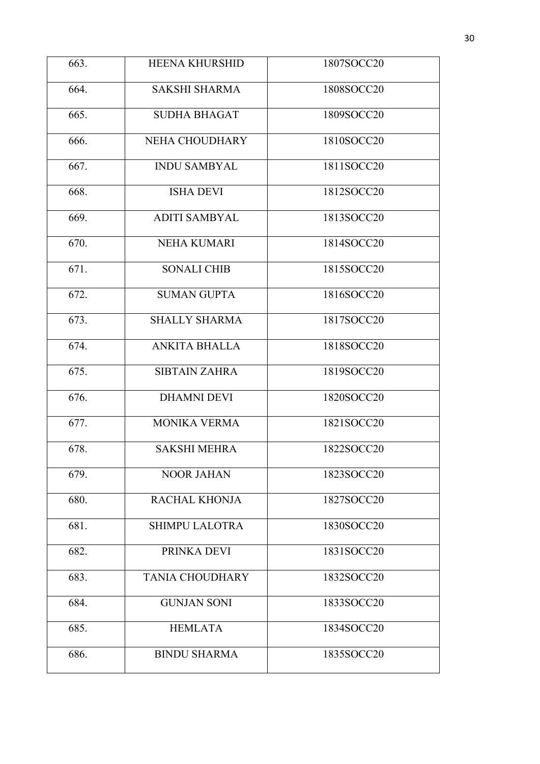| 663. | HEENA KHURSHID | 1807SOCC20 |
|---|---|---|
| 664. | SAKSHI SHARMA | 1808SOCC20 |
| 665. | SUDHA BHAGAT | 1809SOCC20 |
| 666. | NEHA CHOUDHARY | 1810SOCC20 |
| 667. | INDU SAMBYAL | 1811SOCC20 |
| 668. | ISHA DEVI | 1812SOCC20 |
| 669. | ADITI SAMBYAL | 1813SOCC20 |
| 670. | NEHA KUMARI | 1814SOCC20 |
| 671. | SONALI CHIB | 1815SOCC20 |
| 672. | SUMAN GUPTA | 1816SOCC20 |
| 673. | SHALLY SHARMA | 1817SOCC20 |
| 674. | ANKITA BHALLA | 1818SOCC20 |
| 675. | SIBTAIN ZAHRA | 1819SOCC20 |
| 676. | DHAMNI DEVI | 1820SOCC20 |
| 677. | MONIKA VERMA | 1821SOCC20 |
| 678. | SAKSHI MEHRA | 1822SOCC20 |
| 679. | NOOR JAHAN | 1823SOCC20 |
| 680. | RACHAL KHONJA | 1827SOCC20 |
| 681. | SHIMPU LALOTRA | 1830SOCC20 |
| 682. | PRINKA DEVI | 1831SOCC20 |
| 683. | TANIA CHOUDHARY | 1832SOCC20 |
| 684. | GUNJAN SONI | 1833SOCC20 |
| 685. | HEMLATA | 1834SOCC20 |
| 686. | BINDU SHARMA | 1835SOCC20 |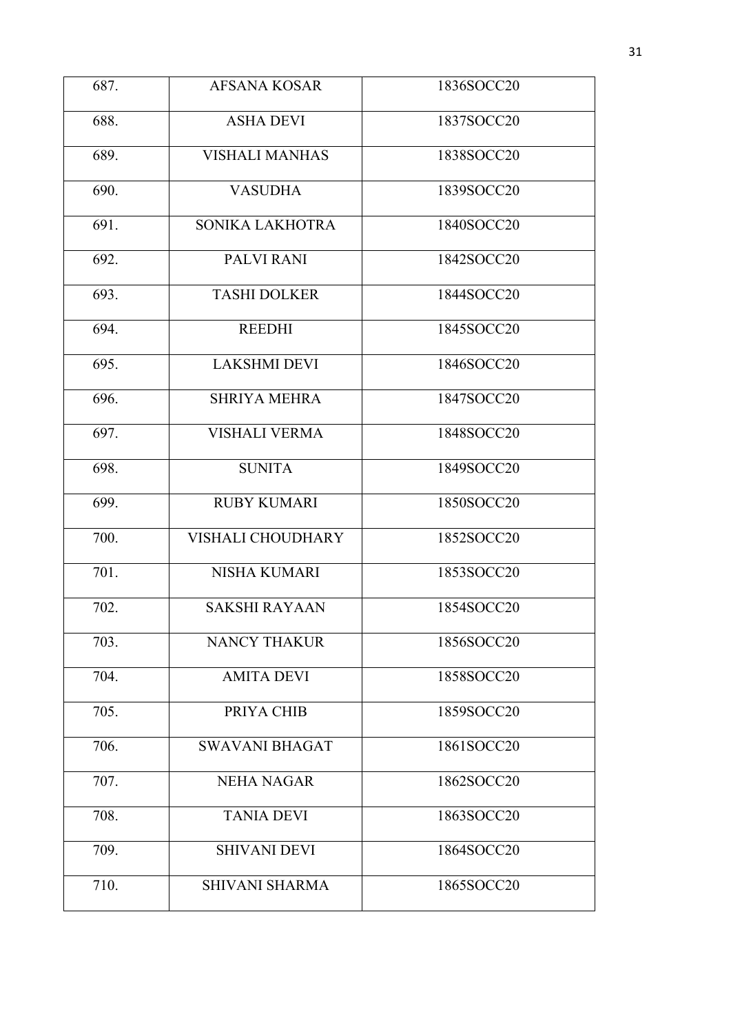| | | |
|---|---|---|
| 687. | AFSANA KOSAR | 1836SOCC20 |
| 688. | ASHA DEVI | 1837SOCC20 |
| 689. | VISHALI MANHAS | 1838SOCC20 |
| 690. | VASUDHA | 1839SOCC20 |
| 691. | SONIKA LAKHOTRA | 1840SOCC20 |
| 692. | PALVI RANI | 1842SOCC20 |
| 693. | TASHI DOLKER | 1844SOCC20 |
| 694. | REEDHI | 1845SOCC20 |
| 695. | LAKSHMI DEVI | 1846SOCC20 |
| 696. | SHRIYA MEHRA | 1847SOCC20 |
| 697. | VISHALI VERMA | 1848SOCC20 |
| 698. | SUNITA | 1849SOCC20 |
| 699. | RUBY KUMARI | 1850SOCC20 |
| 700. | VISHALI CHOUDHARY | 1852SOCC20 |
| 701. | NISHA KUMARI | 1853SOCC20 |
| 702. | SAKSHI RAYAAN | 1854SOCC20 |
| 703. | NANCY THAKUR | 1856SOCC20 |
| 704. | AMITA DEVI | 1858SOCC20 |
| 705. | PRIYA CHIB | 1859SOCC20 |
| 706. | SWAVANI BHAGAT | 1861SOCC20 |
| 707. | NEHA NAGAR | 1862SOCC20 |
| 708. | TANIA DEVI | 1863SOCC20 |
| 709. | SHIVANI DEVI | 1864SOCC20 |
| 710. | SHIVANI SHARMA | 1865SOCC20 |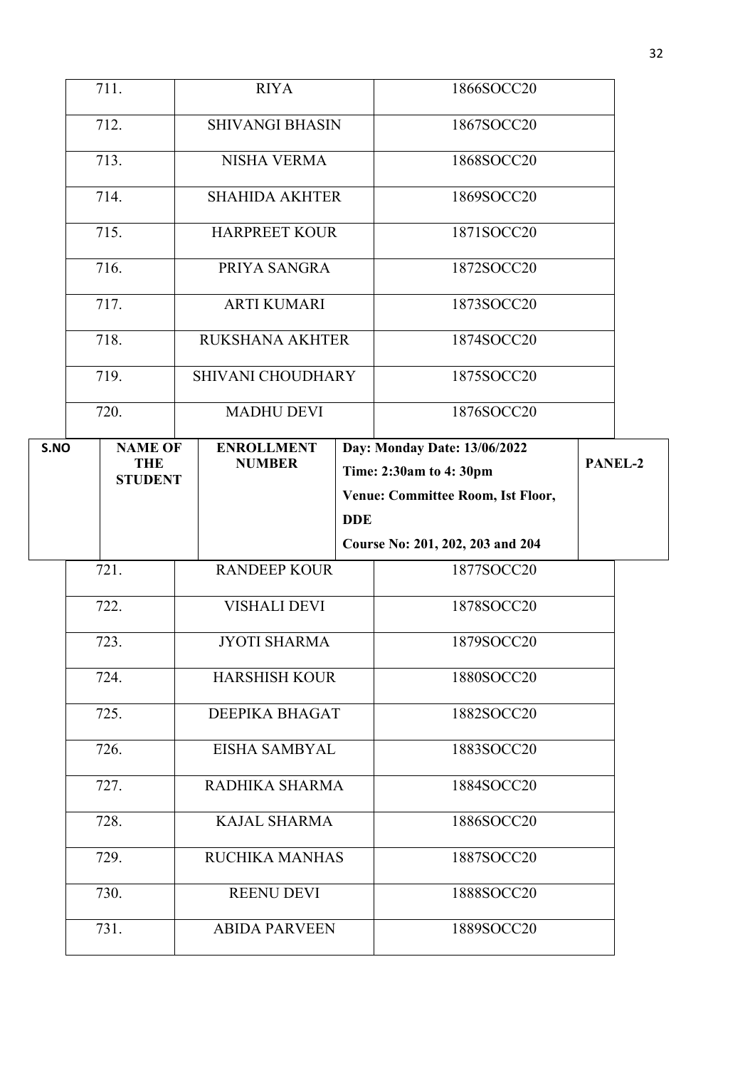| | | |
|---|---|---|
| 711. | RIYA | 1866SOCC20 |
| 712. | SHIVANGI BHASIN | 1867SOCC20 |
| 713. | NISHA VERMA | 1868SOCC20 |
| 714. | SHAHIDA AKHTER | 1869SOCC20 |
| 715. | HARPREET KOUR | 1871SOCC20 |
| 716. | PRIYA SANGRA | 1872SOCC20 |
| 717. | ARTI KUMARI | 1873SOCC20 |
| 718. | RUKSHANA AKHTER | 1874SOCC20 |
| 719. | SHIVANI CHOUDHARY | 1875SOCC20 |
| 720. | MADHU DEVI | 1876SOCC20 |

| S.NO | NAME OF THE STUDENT | ENROLLMENT NUMBER | Day: Monday Date: 13/06/2022<br>Time: 2:30am to 4: 30pm<br>Venue: Committee Room, Ist Floor, DDE<br>Course No: 201, 202, 203 and 204 | PANEL-2 |
|---|---|---|---|---|

| | | |
|---|---|---|
| 721. | RANDEEP KOUR | 1877SOCC20 |
| 722. | VISHALI DEVI | 1878SOCC20 |
| 723. | JYOTI SHARMA | 1879SOCC20 |
| 724. | HARSHISH KOUR | 1880SOCC20 |
| 725. | DEEPIKA BHAGAT | 1882SOCC20 |
| 726. | EISHA SAMBYAL | 1883SOCC20 |
| 727. | RADHIKA SHARMA | 1884SOCC20 |
| 728. | KAJAL SHARMA | 1886SOCC20 |
| 729. | RUCHIKA MANHAS | 1887SOCC20 |
| 730. | REENU DEVI | 1888SOCC20 |
| 731. | ABIDA PARVEEN | 1889SOCC20 |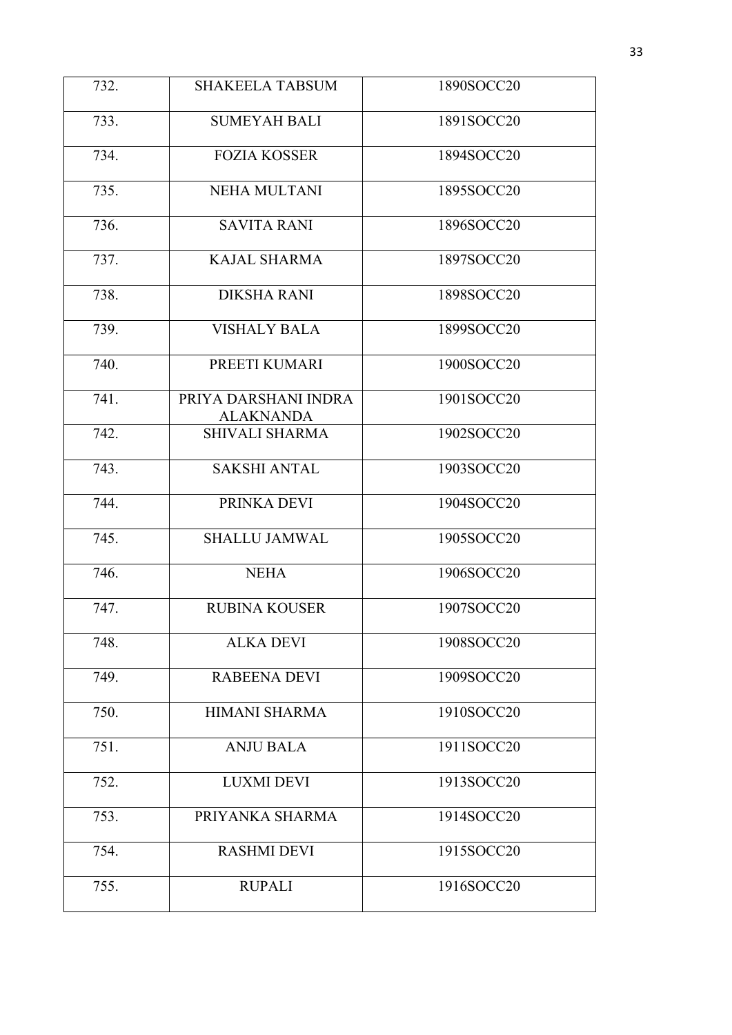| 732. | SHAKEELA TABSUM | 1890SOCC20 |
|---|---|---|
| 733. | SUMEYAH BALI | 1891SOCC20 |
| 734. | FOZIA KOSSER | 1894SOCC20 |
| 735. | NEHA MULTANI | 1895SOCC20 |
| 736. | SAVITA RANI | 1896SOCC20 |
| 737. | KAJAL SHARMA | 1897SOCC20 |
| 738. | DIKSHA RANI | 1898SOCC20 |
| 739. | VISHALY BALA | 1899SOCC20 |
| 740. | PREETI KUMARI | 1900SOCC20 |
| 741. | PRIYA DARSHANI INDRA ALAKNANDA | 1901SOCC20 |
| 742. | SHIVALI SHARMA | 1902SOCC20 |
| 743. | SAKSHI ANTAL | 1903SOCC20 |
| 744. | PRINKA DEVI | 1904SOCC20 |
| 745. | SHALLU JAMWAL | 1905SOCC20 |
| 746. | NEHA | 1906SOCC20 |
| 747. | RUBINA KOUSER | 1907SOCC20 |
| 748. | ALKA DEVI | 1908SOCC20 |
| 749. | RABEENA DEVI | 1909SOCC20 |
| 750. | HIMANI SHARMA | 1910SOCC20 |
| 751. | ANJU BALA | 1911SOCC20 |
| 752. | LUXMI DEVI | 1913SOCC20 |
| 753. | PRIYANKA SHARMA | 1914SOCC20 |
| 754. | RASHMI DEVI | 1915SOCC20 |
| 755. | RUPALI | 1916SOCC20 |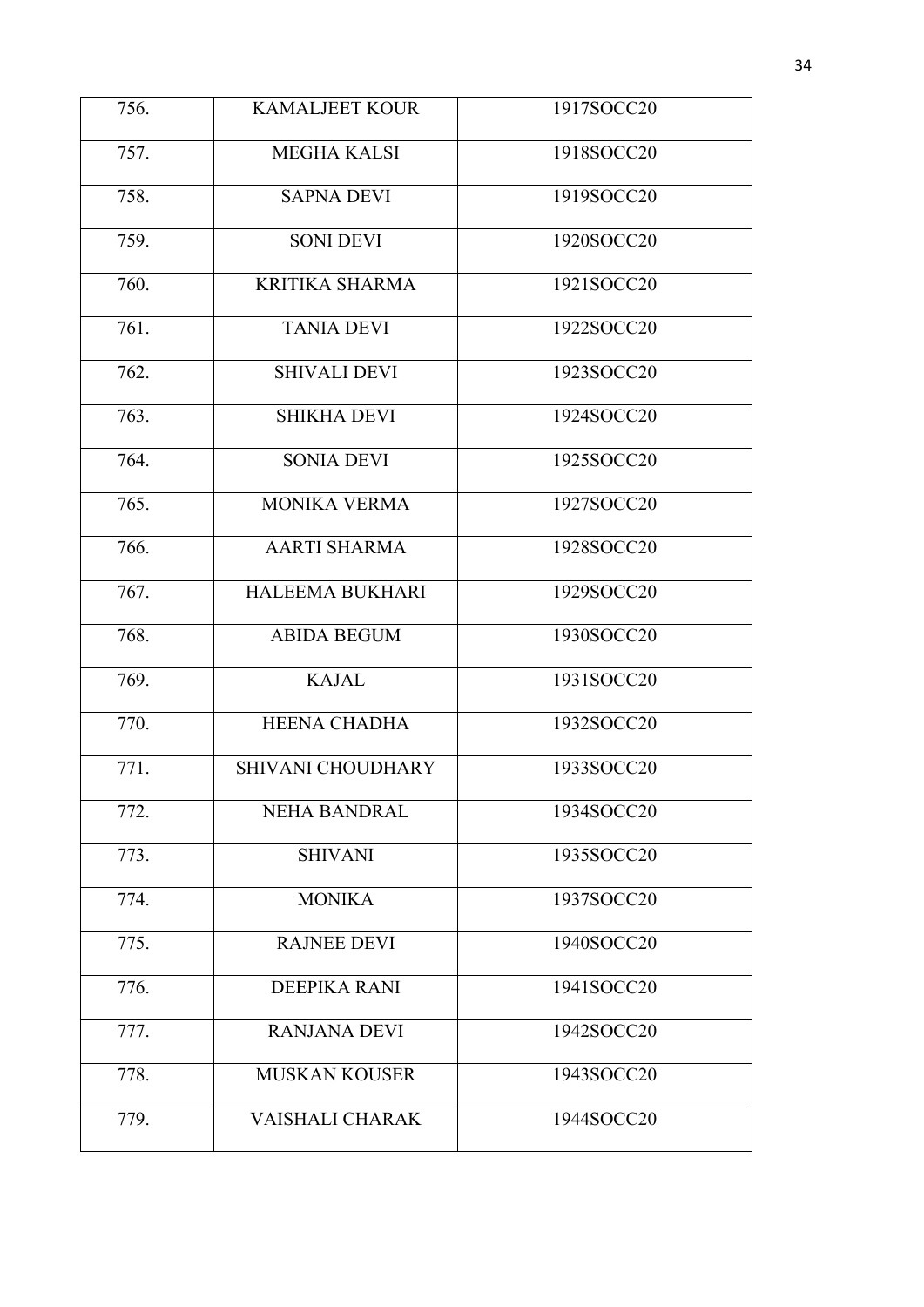| 756. | KAMALJEET KOUR | 1917SOCC20 |
|---|---|---|
| 757. | MEGHA KALSI | 1918SOCC20 |
| 758. | SAPNA DEVI | 1919SOCC20 |
| 759. | SONI DEVI | 1920SOCC20 |
| 760. | KRITIKA SHARMA | 1921SOCC20 |
| 761. | TANIA DEVI | 1922SOCC20 |
| 762. | SHIVALI DEVI | 1923SOCC20 |
| 763. | SHIKHA DEVI | 1924SOCC20 |
| 764. | SONIA DEVI | 1925SOCC20 |
| 765. | MONIKA VERMA | 1927SOCC20 |
| 766. | AARTI SHARMA | 1928SOCC20 |
| 767. | HALEEMA BUKHARI | 1929SOCC20 |
| 768. | ABIDA BEGUM | 1930SOCC20 |
| 769. | KAJAL | 1931SOCC20 |
| 770. | HEENA CHADHA | 1932SOCC20 |
| 771. | SHIVANI CHOUDHARY | 1933SOCC20 |
| 772. | NEHA BANDRAL | 1934SOCC20 |
| 773. | SHIVANI | 1935SOCC20 |
| 774. | MONIKA | 1937SOCC20 |
| 775. | RAJNEE DEVI | 1940SOCC20 |
| 776. | DEEPIKA RANI | 1941SOCC20 |
| 777. | RANJANA DEVI | 1942SOCC20 |
| 778. | MUSKAN KOUSER | 1943SOCC20 |
| 779. | VAISHALI CHARAK | 1944SOCC20 |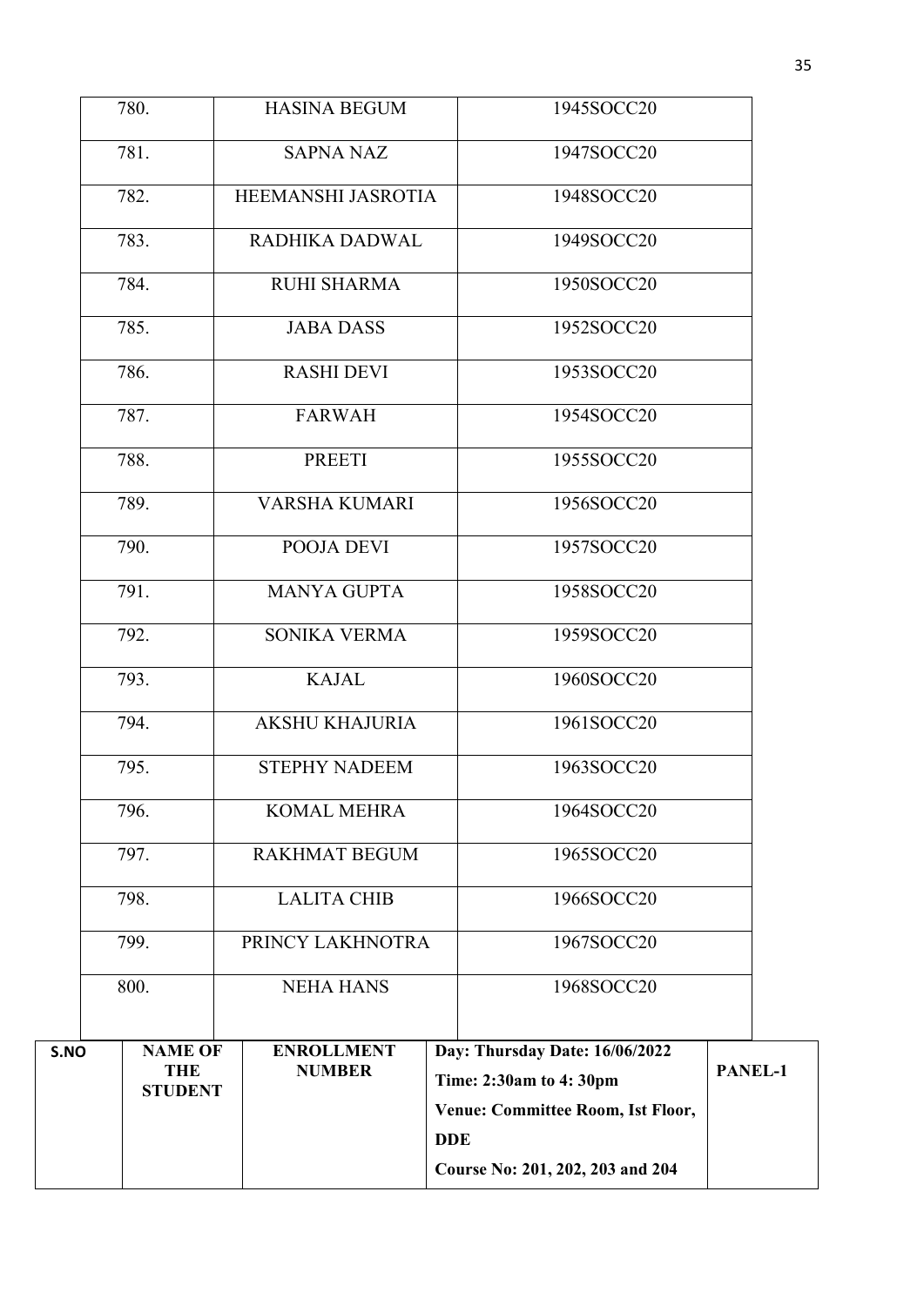| | | |
|---|---|---|
| 780. | HASINA BEGUM | 1945SOCC20 |
| 781. | SAPNA NAZ | 1947SOCC20 |
| 782. | HEEMANSHI JASROTIA | 1948SOCC20 |
| 783. | RADHIKA DADWAL | 1949SOCC20 |
| 784. | RUHI SHARMA | 1950SOCC20 |
| 785. | JABA DASS | 1952SOCC20 |
| 786. | RASHI DEVI | 1953SOCC20 |
| 787. | FARWAH | 1954SOCC20 |
| 788. | PREETI | 1955SOCC20 |
| 789. | VARSHA KUMARI | 1956SOCC20 |
| 790. | POOJA DEVI | 1957SOCC20 |
| 791. | MANYA GUPTA | 1958SOCC20 |
| 792. | SONIKA VERMA | 1959SOCC20 |
| 793. | KAJAL | 1960SOCC20 |
| 794. | AKSHU KHAJURIA | 1961SOCC20 |
| 795. | STEPHY NADEEM | 1963SOCC20 |
| 796. | KOMAL MEHRA | 1964SOCC20 |
| 797. | RAKHMAT BEGUM | 1965SOCC20 |
| 798. | LALITA CHIB | 1966SOCC20 |
| 799. | PRINCY LAKHNOTRA | 1967SOCC20 |
| 800. | NEHA HANS | 1968SOCC20 |

| S.NO | NAME OF THE STUDENT | ENROLLMENT NUMBER | Day: Thursday Date: 16/06/2022<br>Time: 2:30am to 4: 30pm<br>Venue: Committee Room, Ist Floor, DDE<br>Course No: 201, 202, 203 and 204 | PANEL-1 |
|---|---|---|---|---|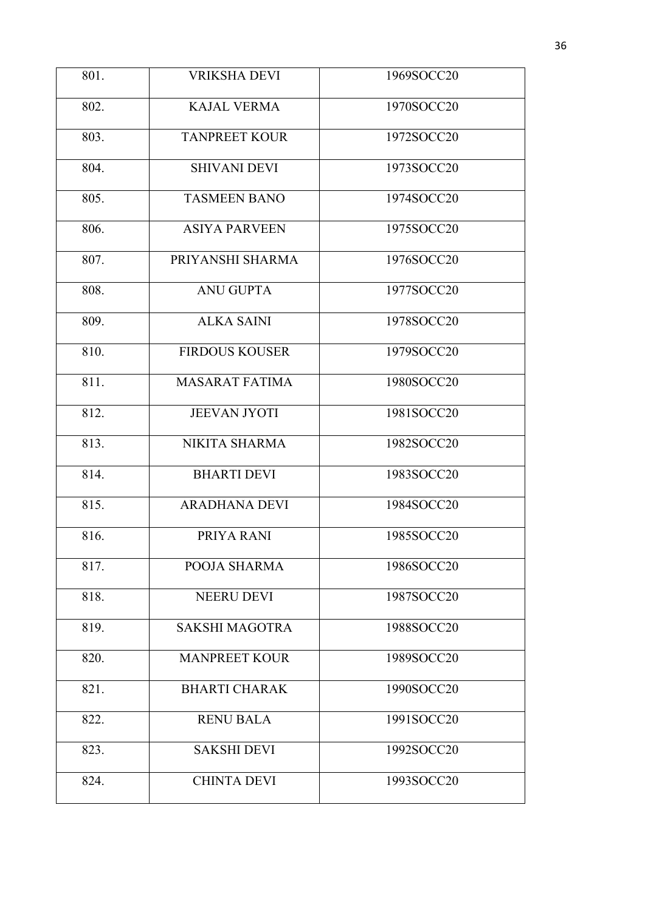| 801. | VRIKSHA DEVI | 1969SOCC20 |
|---|---|---|
| 802. | KAJAL VERMA | 1970SOCC20 |
| 803. | TANPREET KOUR | 1972SOCC20 |
| 804. | SHIVANI DEVI | 1973SOCC20 |
| 805. | TASMEEN BANO | 1974SOCC20 |
| 806. | ASIYA PARVEEN | 1975SOCC20 |
| 807. | PRIYANSHI SHARMA | 1976SOCC20 |
| 808. | ANU GUPTA | 1977SOCC20 |
| 809. | ALKA SAINI | 1978SOCC20 |
| 810. | FIRDOUS KOUSER | 1979SOCC20 |
| 811. | MASARAT FATIMA | 1980SOCC20 |
| 812. | JEEVAN JYOTI | 1981SOCC20 |
| 813. | NIKITA SHARMA | 1982SOCC20 |
| 814. | BHARTI DEVI | 1983SOCC20 |
| 815. | ARADHANA DEVI | 1984SOCC20 |
| 816. | PRIYA RANI | 1985SOCC20 |
| 817. | POOJA SHARMA | 1986SOCC20 |
| 818. | NEERU DEVI | 1987SOCC20 |
| 819. | SAKSHI MAGOTRA | 1988SOCC20 |
| 820. | MANPREET KOUR | 1989SOCC20 |
| 821. | BHARTI CHARAK | 1990SOCC20 |
| 822. | RENU BALA | 1991SOCC20 |
| 823. | SAKSHI DEVI | 1992SOCC20 |
| 824. | CHINTA DEVI | 1993SOCC20 |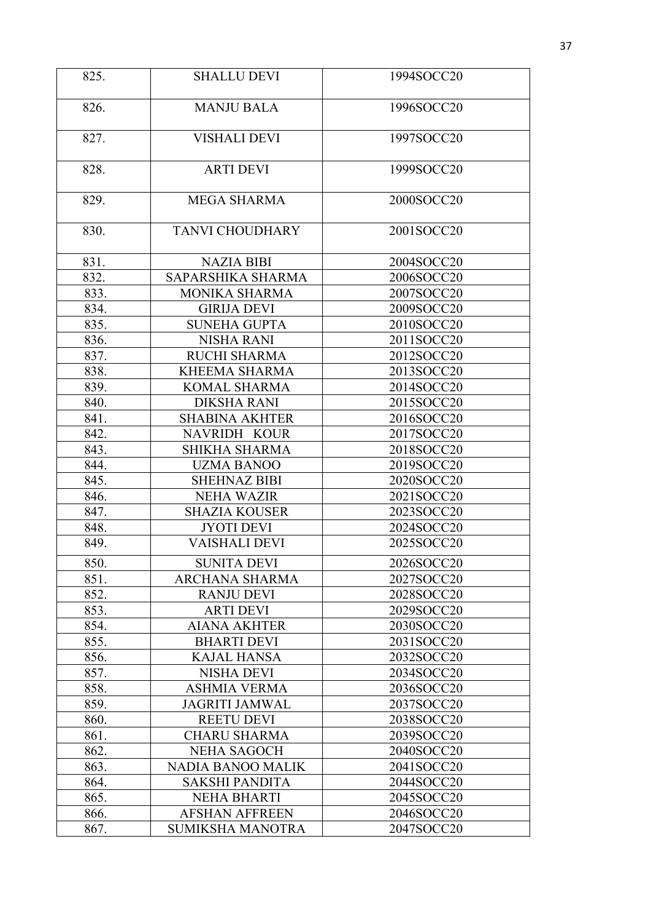| 825. | SHALLU DEVI | 1994SOCC20 |
|---|---|---|
| 826. | MANJU BALA | 1996SOCC20 |
| 827. | VISHALI DEVI | 1997SOCC20 |
| 828. | ARTI DEVI | 1999SOCC20 |
| 829. | MEGA SHARMA | 2000SOCC20 |
| 830. | TANVI CHOUDHARY | 2001SOCC20 |
| 831. | NAZIA BIBI | 2004SOCC20 |
| 832. | SAPARSHIKA SHARMA | 2006SOCC20 |
| 833. | MONIKA SHARMA | 2007SOCC20 |
| 834. | GIRIJA DEVI | 2009SOCC20 |
| 835. | SUNEHA GUPTA | 2010SOCC20 |
| 836. | NISHA RANI | 2011SOCC20 |
| 837. | RUCHI SHARMA | 2012SOCC20 |
| 838. | KHEEMA SHARMA | 2013SOCC20 |
| 839. | KOMAL SHARMA | 2014SOCC20 |
| 840. | DIKSHA RANI | 2015SOCC20 |
| 841. | SHABINA AKHTER | 2016SOCC20 |
| 842. | NAVRIDH KOUR | 2017SOCC20 |
| 843. | SHIKHA SHARMA | 2018SOCC20 |
| 844. | UZMA BANOO | 2019SOCC20 |
| 845. | SHEHNAZ BIBI | 2020SOCC20 |
| 846. | NEHA WAZIR | 2021SOCC20 |
| 847. | SHAZIA KOUSER | 2023SOCC20 |
| 848. | JYOTI DEVI | 2024SOCC20 |
| 849. | VAISHALI DEVI | 2025SOCC20 |
| 850. | SUNITA DEVI | 2026SOCC20 |
| 851. | ARCHANA SHARMA | 2027SOCC20 |
| 852. | RANJU DEVI | 2028SOCC20 |
| 853. | ARTI DEVI | 2029SOCC20 |
| 854. | AIANA AKHTER | 2030SOCC20 |
| 855. | BHARTI DEVI | 2031SOCC20 |
| 856. | KAJAL HANSA | 2032SOCC20 |
| 857. | NISHA DEVI | 2034SOCC20 |
| 858. | ASHMIA VERMA | 2036SOCC20 |
| 859. | JAGRITI JAMWAL | 2037SOCC20 |
| 860. | REETU DEVI | 2038SOCC20 |
| 861. | CHARU SHARMA | 2039SOCC20 |
| 862. | NEHA SAGOCH | 2040SOCC20 |
| 863. | NADIA BANOO MALIK | 2041SOCC20 |
| 864. | SAKSHI PANDITA | 2044SOCC20 |
| 865. | NEHA BHARTI | 2045SOCC20 |
| 866. | AFSHAN AFFREEN | 2046SOCC20 |
| 867. | SUMIKSHA MANOTRA | 2047SOCC20 |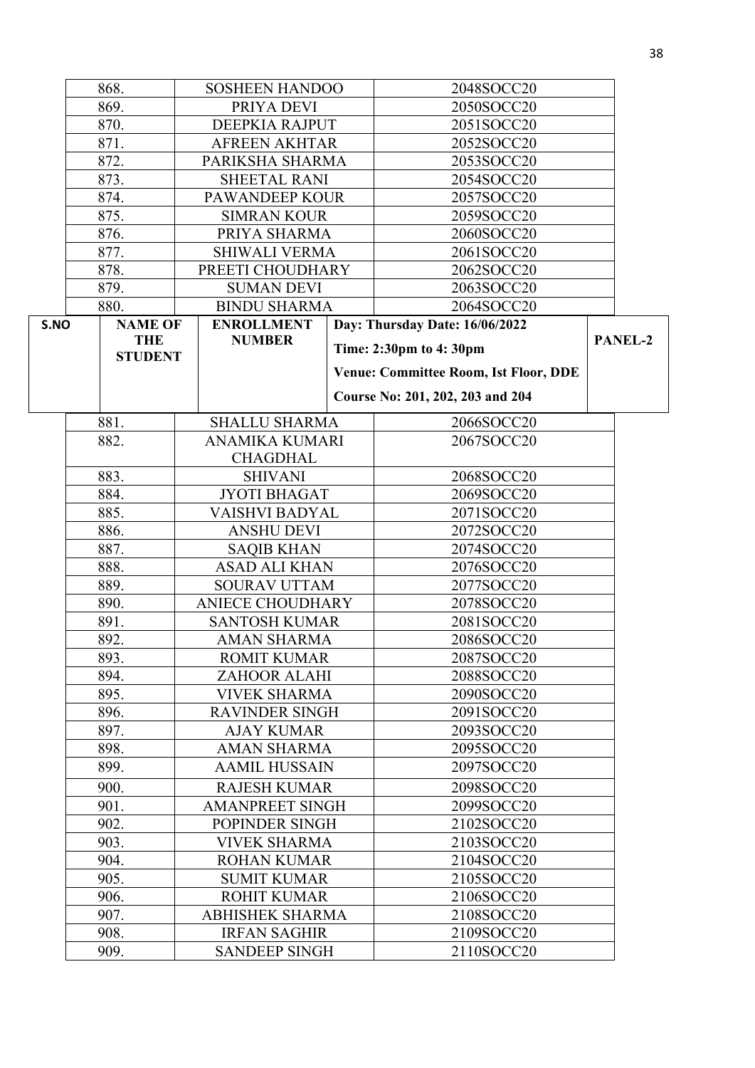| | | |
|---|---|---|
| 868. | SOSHEEN HANDOO | 2048SOCC20 |
| 869. | PRIYA DEVI | 2050SOCC20 |
| 870. | DEEPKIA RAJPUT | 2051SOCC20 |
| 871. | AFREEN AKHTAR | 2052SOCC20 |
| 872. | PARIKSHA SHARMA | 2053SOCC20 |
| 873. | SHEETAL RANI | 2054SOCC20 |
| 874. | PAWANDEEP KOUR | 2057SOCC20 |
| 875. | SIMRAN KOUR | 2059SOCC20 |
| 876. | PRIYA SHARMA | 2060SOCC20 |
| 877. | SHIWALI VERMA | 2061SOCC20 |
| 878. | PREETI CHOUDHARY | 2062SOCC20 |
| 879. | SUMAN DEVI | 2063SOCC20 |
| 880. | BINDU SHARMA | 2064SOCC20 |

| S.NO | NAME OF THE STUDENT | ENROLLMENT NUMBER | Day: Thursday Date: 16/06/2022<br>Time: 2:30pm to 4: 30pm<br>Venue: Committee Room, Ist Floor, DDE<br>Course No: 201, 202, 203 and 204 | PANEL-2 |
|---|---|---|---|---|

| | | |
|---|---|---|
| 881. | SHALLU SHARMA | 2066SOCC20 |
| 882. | ANAMIKA KUMARI CHAGDHAL | 2067SOCC20 |
| 883. | SHIVANI | 2068SOCC20 |
| 884. | JYOTI BHAGAT | 2069SOCC20 |
| 885. | VAISHVI BADYAL | 2071SOCC20 |
| 886. | ANSHU DEVI | 2072SOCC20 |
| 887. | SAQIB KHAN | 2074SOCC20 |
| 888. | ASAD ALI KHAN | 2076SOCC20 |
| 889. | SOURAV UTTAM | 2077SOCC20 |
| 890. | ANIECE CHOUDHARY | 2078SOCC20 |
| 891. | SANTOSH KUMAR | 2081SOCC20 |
| 892. | AMAN SHARMA | 2086SOCC20 |
| 893. | ROMIT KUMAR | 2087SOCC20 |
| 894. | ZAHOOR ALAHI | 2088SOCC20 |
| 895. | VIVEK SHARMA | 2090SOCC20 |
| 896. | RAVINDER SINGH | 2091SOCC20 |
| 897. | AJAY KUMAR | 2093SOCC20 |
| 898. | AMAN SHARMA | 2095SOCC20 |
| 899. | AAMIL HUSSAIN | 2097SOCC20 |
| 900. | RAJESH KUMAR | 2098SOCC20 |
| 901. | AMANPREET SINGH | 2099SOCC20 |
| 902. | POPINDER SINGH | 2102SOCC20 |
| 903. | VIVEK SHARMA | 2103SOCC20 |
| 904. | ROHAN KUMAR | 2104SOCC20 |
| 905. | SUMIT KUMAR | 2105SOCC20 |
| 906. | ROHIT KUMAR | 2106SOCC20 |
| 907. | ABHISHEK SHARMA | 2108SOCC20 |
| 908. | IRFAN SAGHIR | 2109SOCC20 |
| 909. | SANDEEP SINGH | 2110SOCC20 |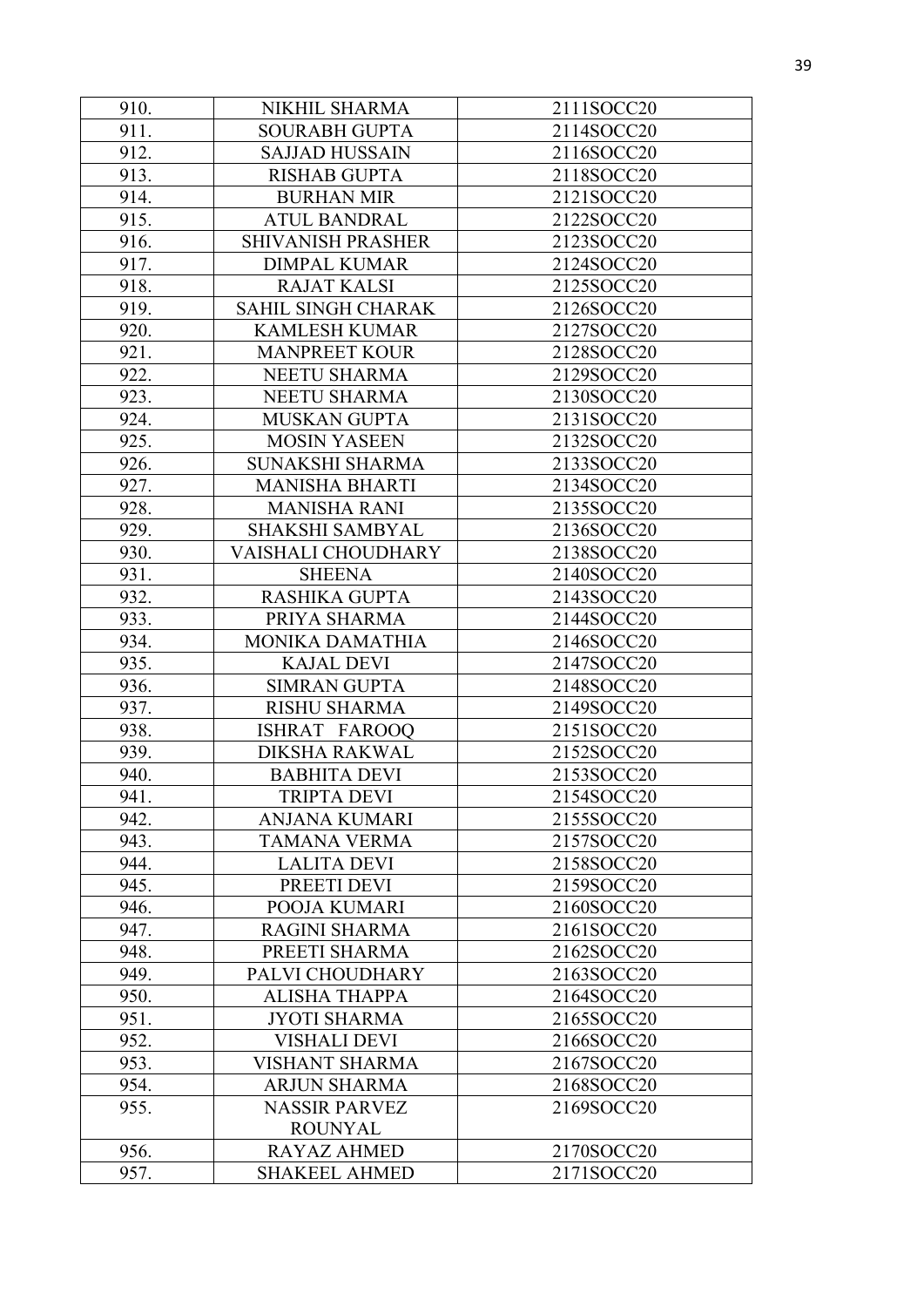| | | |
|---|---|---|
| 910. | NIKHIL SHARMA | 2111SOCC20 |
| 911. | SOURABH GUPTA | 2114SOCC20 |
| 912. | SAJJAD HUSSAIN | 2116SOCC20 |
| 913. | RISHAB GUPTA | 2118SOCC20 |
| 914. | BURHAN MIR | 2121SOCC20 |
| 915. | ATUL BANDRAL | 2122SOCC20 |
| 916. | SHIVANISH PRASHER | 2123SOCC20 |
| 917. | DIMPAL KUMAR | 2124SOCC20 |
| 918. | RAJAT KALSI | 2125SOCC20 |
| 919. | SAHIL SINGH CHARAK | 2126SOCC20 |
| 920. | KAMLESH KUMAR | 2127SOCC20 |
| 921. | MANPREET KOUR | 2128SOCC20 |
| 922. | NEETU SHARMA | 2129SOCC20 |
| 923. | NEETU SHARMA | 2130SOCC20 |
| 924. | MUSKAN GUPTA | 2131SOCC20 |
| 925. | MOSIN YASEEN | 2132SOCC20 |
| 926. | SUNAKSHI SHARMA | 2133SOCC20 |
| 927. | MANISHA BHARTI | 2134SOCC20 |
| 928. | MANISHA RANI | 2135SOCC20 |
| 929. | SHAKSHI SAMBYAL | 2136SOCC20 |
| 930. | VAISHALI CHOUDHARY | 2138SOCC20 |
| 931. | SHEENA | 2140SOCC20 |
| 932. | RASHIKA GUPTA | 2143SOCC20 |
| 933. | PRIYA SHARMA | 2144SOCC20 |
| 934. | MONIKA DAMATHIA | 2146SOCC20 |
| 935. | KAJAL DEVI | 2147SOCC20 |
| 936. | SIMRAN GUPTA | 2148SOCC20 |
| 937. | RISHU SHARMA | 2149SOCC20 |
| 938. | ISHRAT FAROOQ | 2151SOCC20 |
| 939. | DIKSHA RAKWAL | 2152SOCC20 |
| 940. | BABHITA DEVI | 2153SOCC20 |
| 941. | TRIPTA DEVI | 2154SOCC20 |
| 942. | ANJANA KUMARI | 2155SOCC20 |
| 943. | TAMANA VERMA | 2157SOCC20 |
| 944. | LALITA DEVI | 2158SOCC20 |
| 945. | PREETI DEVI | 2159SOCC20 |
| 946. | POOJA KUMARI | 2160SOCC20 |
| 947. | RAGINI SHARMA | 2161SOCC20 |
| 948. | PREETI SHARMA | 2162SOCC20 |
| 949. | PALVI CHOUDHARY | 2163SOCC20 |
| 950. | ALISHA THAPPA | 2164SOCC20 |
| 951. | JYOTI SHARMA | 2165SOCC20 |
| 952. | VISHALI DEVI | 2166SOCC20 |
| 953. | VISHANT SHARMA | 2167SOCC20 |
| 954. | ARJUN SHARMA | 2168SOCC20 |
| 955. | NASSIR PARVEZ ROUNYAL | 2169SOCC20 |
| 956. | RAYAZ AHMED | 2170SOCC20 |
| 957. | SHAKEEL AHMED | 2171SOCC20 |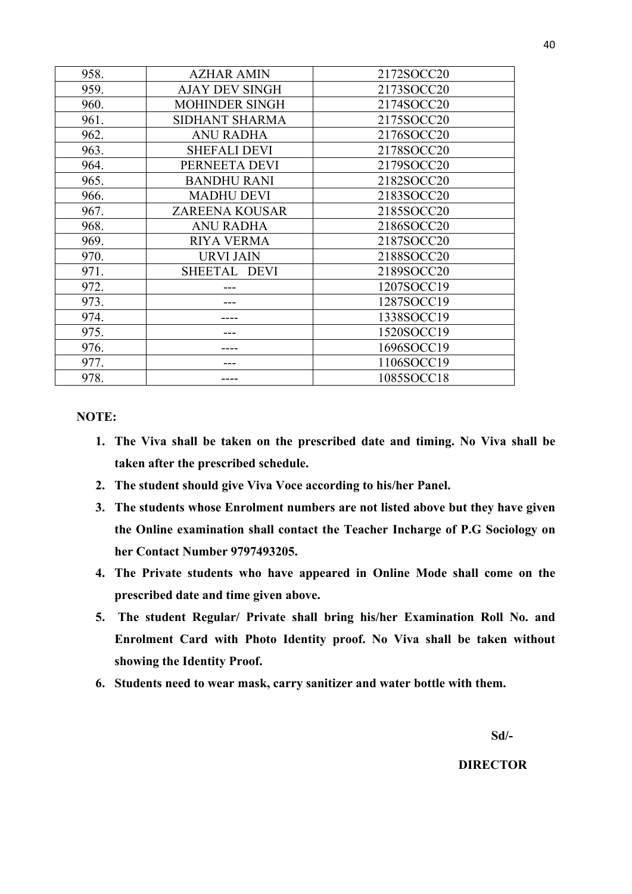| 958. | AZHAR AMIN | 2172SOCC20 |
|---|---|---|
| 959. | AJAY DEV SINGH | 2173SOCC20 |
| 960. | MOHINDER SINGH | 2174SOCC20 |
| 961. | SIDHANT SHARMA | 2175SOCC20 |
| 962. | ANU RADHA | 2176SOCC20 |
| 963. | SHEFALI DEVI | 2178SOCC20 |
| 964. | PERNEETA DEVI | 2179SOCC20 |
| 965. | BANDHU RANI | 2182SOCC20 |
| 966. | MADHU DEVI | 2183SOCC20 |
| 967. | ZAREENA KOUSAR | 2185SOCC20 |
| 968. | ANU RADHA | 2186SOCC20 |
| 969. | RIYA VERMA | 2187SOCC20 |
| 970. | URVI JAIN | 2188SOCC20 |
| 971. | SHEETAL DEVI | 2189SOCC20 |
| 972. | --- | 1207SOCC19 |
| 973. | --- | 1287SOCC19 |
| 974. | ---- | 1338SOCC19 |
| 975. | --- | 1520SOCC19 |
| 976. | ---- | 1696SOCC19 |
| 977. | --- | 1106SOCC19 |
| 978. | ---- | 1085SOCC18 |

**NOTE:**

1. **The Viva shall be taken on the prescribed date and timing. No Viva shall be taken after the prescribed schedule.**
2. **The student should give Viva Voce according to his/her Panel.**
3. **The students whose Enrolment numbers are not listed above but they have given the Online examination shall contact the Teacher Incharge of P.G Sociology on her Contact Number 9797493205.**
4. **The Private students who have appeared in Online Mode shall come on the prescribed date and time given above.**
5. **The student Regular/ Private shall bring his/her Examination Roll No. and Enrolment Card with Photo Identity proof. No Viva shall be taken without showing the Identity Proof.**
6. **Students need to wear mask, carry sanitizer and water bottle with them.**

**Sd/-**

**DIRECTOR**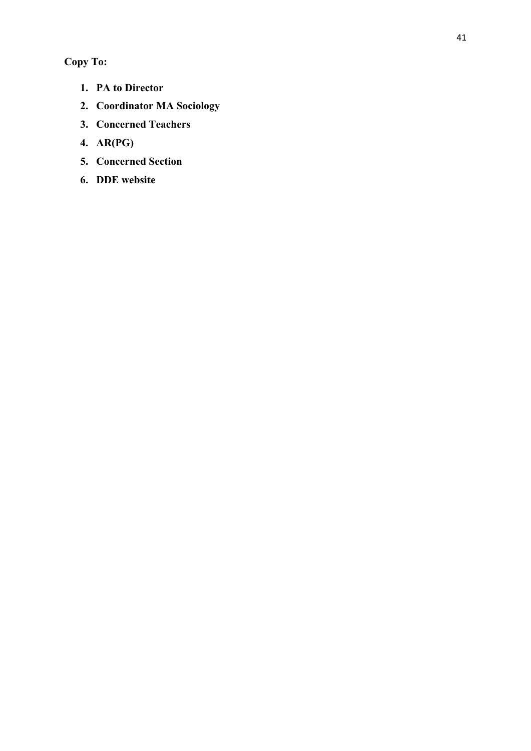**Copy To:**

1. **PA to Director**
2. **Coordinator MA Sociology**
3. **Concerned Teachers**
4. **AR(PG)**
5. **Concerned Section**
6. **DDE website**